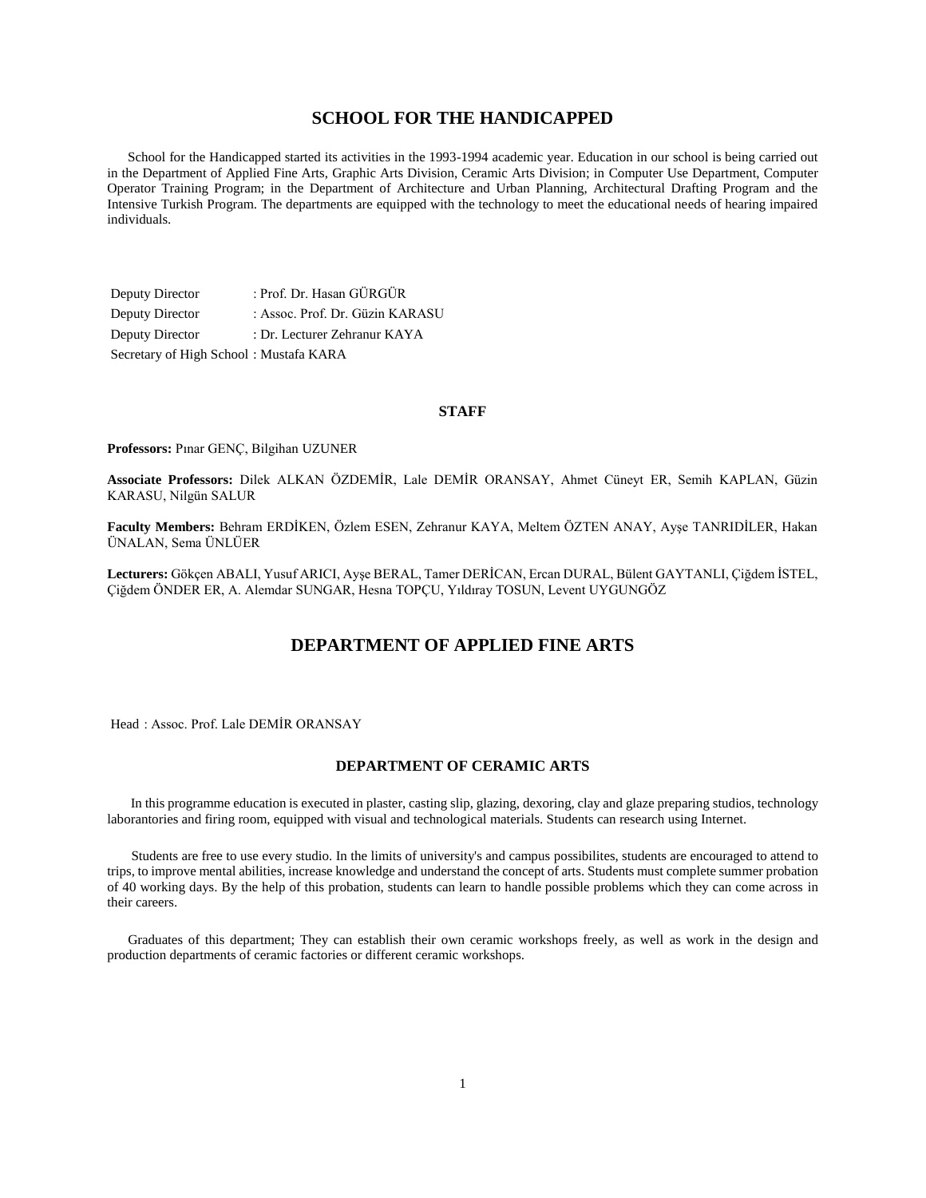# SCHOOL FOR THE HANDICAPPED

School for the Handicapped started its activities in the 1993-1994 academic year. Education in our school is being carried out in the Department of Applied Fine Arts, Graphic Arts Division, Ceramic Arts Division; in Computer Use Department, Computer Operator Training Program; in the Department of Architecture and Urban Planning, Architectural Drafting Program and the Intensive Turkish Program. The departments are equipped with the technology to meet the educational needs of hearing impaired individuals.

Deputy Director : Prof. Dr. Hasan GÜRGÜR
Deputy Director : Assoc. Prof. Dr. Güzin KARASU
Deputy Director : Dr. Lecturer Zehranur KAYA
Secretary of High School : Mustafa KARA

### STAFF

**Professors:** Pınar GENÇ, Bilgihan UZUNER

**Associate Professors:** Dilek ALKAN ÖZDEMİR, Lale DEMİR ORANSAY, Ahmet Cüneyt ER, Semih KAPLAN, Güzin KARASU, Nilgün SALUR

**Faculty Members:** Behram ERDİKEN, Özlem ESEN, Zehranur KAYA, Meltem ÖZTEN ANAY, Ayşe TANRIDİLER, Hakan ÜNALAN, Sema ÜNLÜER

**Lecturers:** Gökçen ABALI, Yusuf ARICI, Ayşe BERAL, Tamer DERİCAN, Ercan DURAL, Bülent GAYTANLI, Çiğdem İSTEL, Çiğdem ÖNDER ER, A. Alemdar SUNGAR, Hesna TOPÇU, Yıldıray TOSUN, Levent UYGUNGÖZ

# DEPARTMENT OF APPLIED FINE ARTS

Head : Assoc. Prof. Lale DEMİR ORANSAY

### DEPARTMENT OF CERAMIC ARTS

In this programme education is executed in plaster, casting slip, glazing, dexoring, clay and glaze preparing studios, technology laborantories and firing room, equipped with visual and technological materials. Students can research using Internet.

Students are free to use every studio. In the limits of university's and campus possibilites, students are encouraged to attend to trips, to improve mental abilities, increase knowledge and understand the concept of arts. Students must complete summer probation of 40 working days. By the help of this probation, students can learn to handle possible problems which they can come across in their careers.

Graduates of this department; They can establish their own ceramic workshops freely, as well as work in the design and production departments of ceramic factories or different ceramic workshops.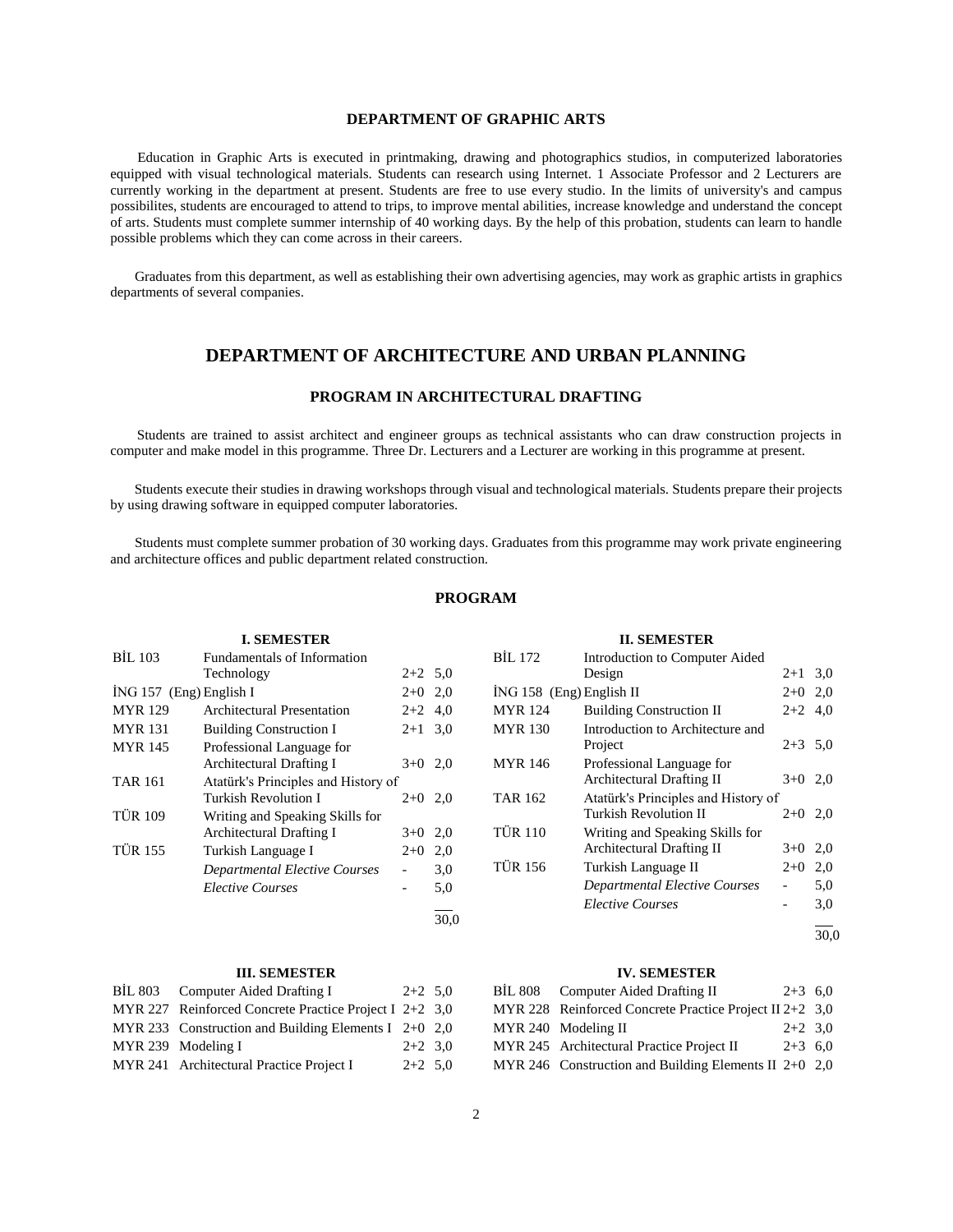## DEPARTMENT OF GRAPHIC ARTS

Education in Graphic Arts is executed in printmaking, drawing and photographics studios, in computerized laboratories equipped with visual technological materials. Students can research using Internet. 1 Associate Professor and 2 Lecturers are currently working in the department at present. Students are free to use every studio. In the limits of university's and campus possibilites, students are encouraged to attend to trips, to improve mental abilities, increase knowledge and understand the concept of arts. Students must complete summer internship of 40 working days. By the help of this probation, students can learn to handle possible problems which they can come across in their careers.

Graduates from this department, as well as establishing their own advertising agencies, may work as graphic artists in graphics departments of several companies.

# DEPARTMENT OF ARCHITECTURE AND URBAN PLANNING

## PROGRAM IN ARCHITECTURAL DRAFTING

Students are trained to assist architect and engineer groups as technical assistants who can draw construction projects in computer and make model in this programme. Three Dr. Lecturers and a Lecturer are working in this programme at present.

Students execute their studies in drawing workshops through visual and technological materials. Students prepare their projects by using drawing software in equipped computer laboratories.

Students must complete summer probation of 30 working days. Graduates from this programme may work private engineering and architecture offices and public department related construction.

## PROGRAM

### I. SEMESTER

| Code | Course | Hours | Credits |
|---|---|---|---|
| BİL 103 | Fundamentals of Information Technology | 2+2 | 5,0 |
| İNG 157 (Eng) | English I | 2+0 | 2,0 |
| MYR 129 | Architectural Presentation | 2+2 | 4,0 |
| MYR 131 | Building Construction I | 2+1 | 3,0 |
| MYR 145 | Professional Language for Architectural Drafting I | 3+0 | 2,0 |
| TAR 161 | Atatürk's Principles and History of Turkish Revolution I | 2+0 | 2,0 |
| TÜR 109 | Writing and Speaking Skills for Architectural Drafting I | 3+0 | 2,0 |
| TÜR 155 | Turkish Language I | 2+0 | 2,0 |
| | *Departmental Elective Courses* | - | 3,0 |
| | *Elective Courses* | - | 5,0 |
| | | | 30,0 |

### II. SEMESTER

| Code | Course | Hours | Credits |
|---|---|---|---|
| BİL 172 | Introduction to Computer Aided Design | 2+1 | 3,0 |
| İNG 158 (Eng) | English II | 2+0 | 2,0 |
| MYR 124 | Building Construction II | 2+2 | 4,0 |
| MYR 130 | Introduction to Architecture and Project | 2+3 | 5,0 |
| MYR 146 | Professional Language for Architectural Drafting II | 3+0 | 2,0 |
| TAR 162 | Atatürk's Principles and History of Turkish Revolution II | 2+0 | 2,0 |
| TÜR 110 | Writing and Speaking Skills for Architectural Drafting II | 3+0 | 2,0 |
| TÜR 156 | Turkish Language II | 2+0 | 2,0 |
| | *Departmental Elective Courses* | - | 5,0 |
| | *Elective Courses* | - | 3,0 |
| | | | 30,0 |

### III. SEMESTER

| Code | Course | Hours | Credits |
|---|---|---|---|
| BİL 803 | Computer Aided Drafting I | 2+2 | 5,0 |
| MYR 227 | Reinforced Concrete Practice Project I | 2+2 | 3,0 |
| MYR 233 | Construction and Building Elements I | 2+0 | 2,0 |
| MYR 239 | Modeling I | 2+2 | 3,0 |
| MYR 241 | Architectural Practice Project I | 2+2 | 5,0 |

### IV. SEMESTER

| Code | Course | Hours | Credits |
|---|---|---|---|
| BİL 808 | Computer Aided Drafting II | 2+3 | 6,0 |
| MYR 228 | Reinforced Concrete Practice Project II | 2+2 | 3,0 |
| MYR 240 | Modeling II | 2+2 | 3,0 |
| MYR 245 | Architectural Practice Project II | 2+3 | 6,0 |
| MYR 246 | Construction and Building Elements II | 2+0 | 2,0 |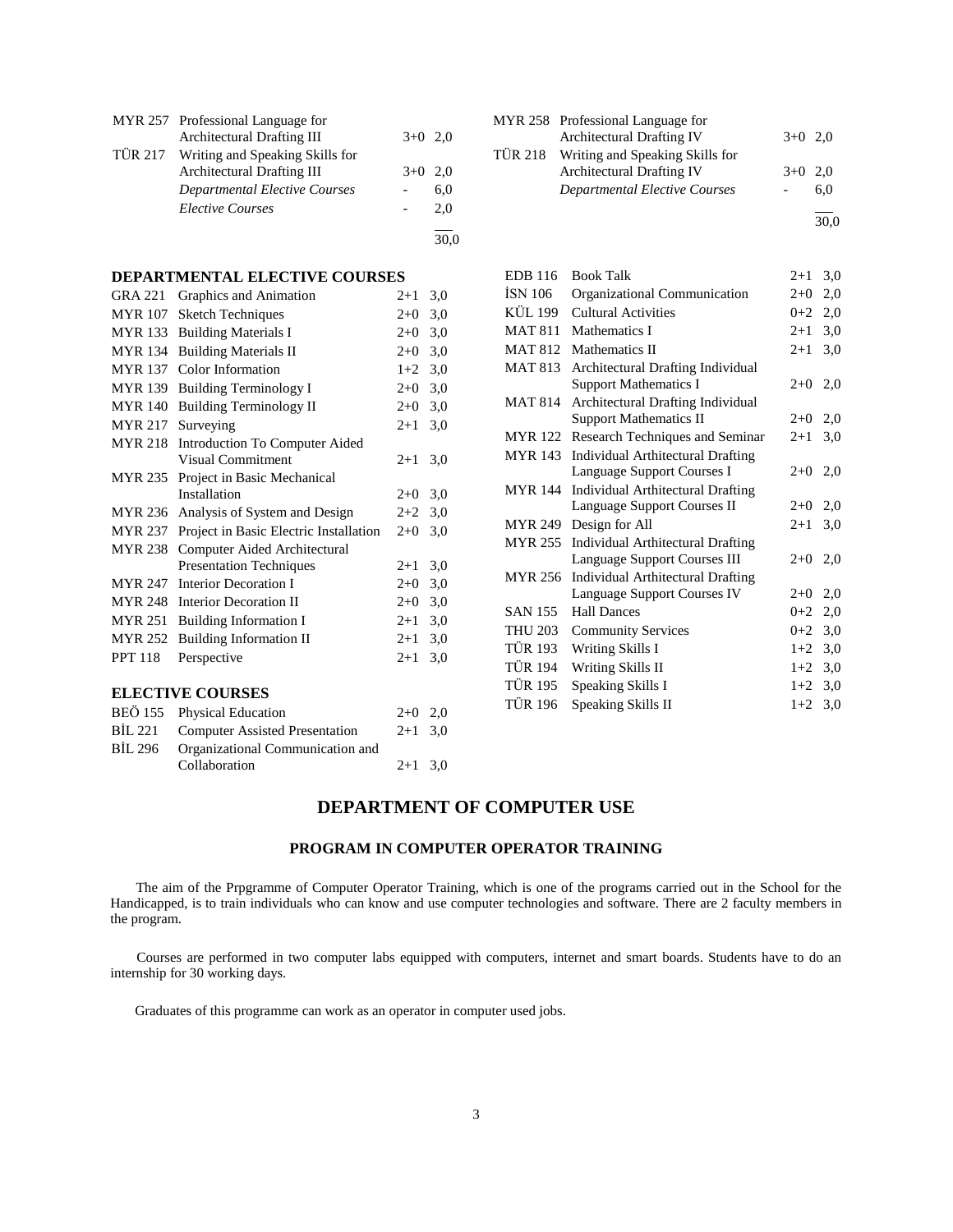| | | | |
|---|---|---|---|
| MYR 257 | Professional Language for Architectural Drafting III | 3+0 | 2,0 |
| TÜR 217 | Writing and Speaking Skills for Architectural Drafting III | 3+0 | 2,0 |
| | *Departmental Elective Courses* | - | 6,0 |
| | *Elective Courses* | - | 2,0 |
| | | | 30,0 |

| | | | |
|---|---|---|---|
| MYR 258 | Professional Language for Architectural Drafting IV | 3+0 | 2,0 |
| TÜR 218 | Writing and Speaking Skills for Architectural Drafting IV | 3+0 | 2,0 |
| | *Departmental Elective Courses* | - | 6,0 |
| | | | 30,0 |

**DEPARTMENTAL ELECTIVE COURSES**

| | | | |
|---|---|---|---|
| GRA 221 | Graphics and Animation | 2+1 | 3,0 |
| MYR 107 | Sketch Techniques | 2+0 | 3,0 |
| MYR 133 | Building Materials I | 2+0 | 3,0 |
| MYR 134 | Building Materials II | 2+0 | 3,0 |
| MYR 137 | Color Information | 1+2 | 3,0 |
| MYR 139 | Building Terminology I | 2+0 | 3,0 |
| MYR 140 | Building Terminology II | 2+0 | 3,0 |
| MYR 217 | Surveying | 2+1 | 3,0 |
| MYR 218 | Introduction To Computer Aided Visual Commitment | 2+1 | 3,0 |
| MYR 235 | Project in Basic Mechanical Installation | 2+0 | 3,0 |
| MYR 236 | Analysis of System and Design | 2+2 | 3,0 |
| MYR 237 | Project in Basic Electric Installation | 2+0 | 3,0 |
| MYR 238 | Computer Aided Architectural Presentation Techniques | 2+1 | 3,0 |
| MYR 247 | Interior Decoration I | 2+0 | 3,0 |
| MYR 248 | Interior Decoration II | 2+0 | 3,0 |
| MYR 251 | Building Information I | 2+1 | 3,0 |
| MYR 252 | Building Information II | 2+1 | 3,0 |
| PPT 118 | Perspective | 2+1 | 3,0 |

**ELECTIVE COURSES**

| | | | |
|---|---|---|---|
| BEÖ 155 | Physical Education | 2+0 | 2,0 |
| BİL 221 | Computer Assisted Presentation | 2+1 | 3,0 |
| BİL 296 | Organizational Communication and Collaboration | 2+1 | 3,0 |
| EDB 116 | Book Talk | 2+1 | 3,0 |
| İSN 106 | Organizational Communication | 2+0 | 2,0 |
| KÜL 199 | Cultural Activities | 0+2 | 2,0 |
| MAT 811 | Mathematics I | 2+1 | 3,0 |
| MAT 812 | Mathematics II | 2+1 | 3,0 |
| MAT 813 | Architectural Drafting Individual Support Mathematics I | 2+0 | 2,0 |
| MAT 814 | Architectural Drafting Individual Support Mathematics II | 2+0 | 2,0 |
| MYR 122 | Research Techniques and Seminar | 2+1 | 3,0 |
| MYR 143 | Individual Arthitectural Drafting Language Support Courses I | 2+0 | 2,0 |
| MYR 144 | Individual Arthitectural Drafting Language Support Courses II | 2+0 | 2,0 |
| MYR 249 | Design for All | 2+1 | 3,0 |
| MYR 255 | Individual Arthitectural Drafting Language Support Courses III | 2+0 | 2,0 |
| MYR 256 | Individual Arthitectural Drafting Language Support Courses IV | 2+0 | 2,0 |
| SAN 155 | Hall Dances | 0+2 | 2,0 |
| THU 203 | Community Services | 0+2 | 3,0 |
| TÜR 193 | Writing Skills I | 1+2 | 3,0 |
| TÜR 194 | Writing Skills II | 1+2 | 3,0 |
| TÜR 195 | Speaking Skills I | 1+2 | 3,0 |
| TÜR 196 | Speaking Skills II | 1+2 | 3,0 |

## DEPARTMENT OF COMPUTER USE

### PROGRAM IN COMPUTER OPERATOR TRAINING

The aim of the Prpgramme of Computer Operator Training, which is one of the programs carried out in the School for the Handicapped, is to train individuals who can know and use computer technologies and software. There are 2 faculty members in the program.

Courses are performed in two computer labs equipped with computers, internet and smart boards. Students have to do an internship for 30 working days.

Graduates of this programme can work as an operator in computer used jobs.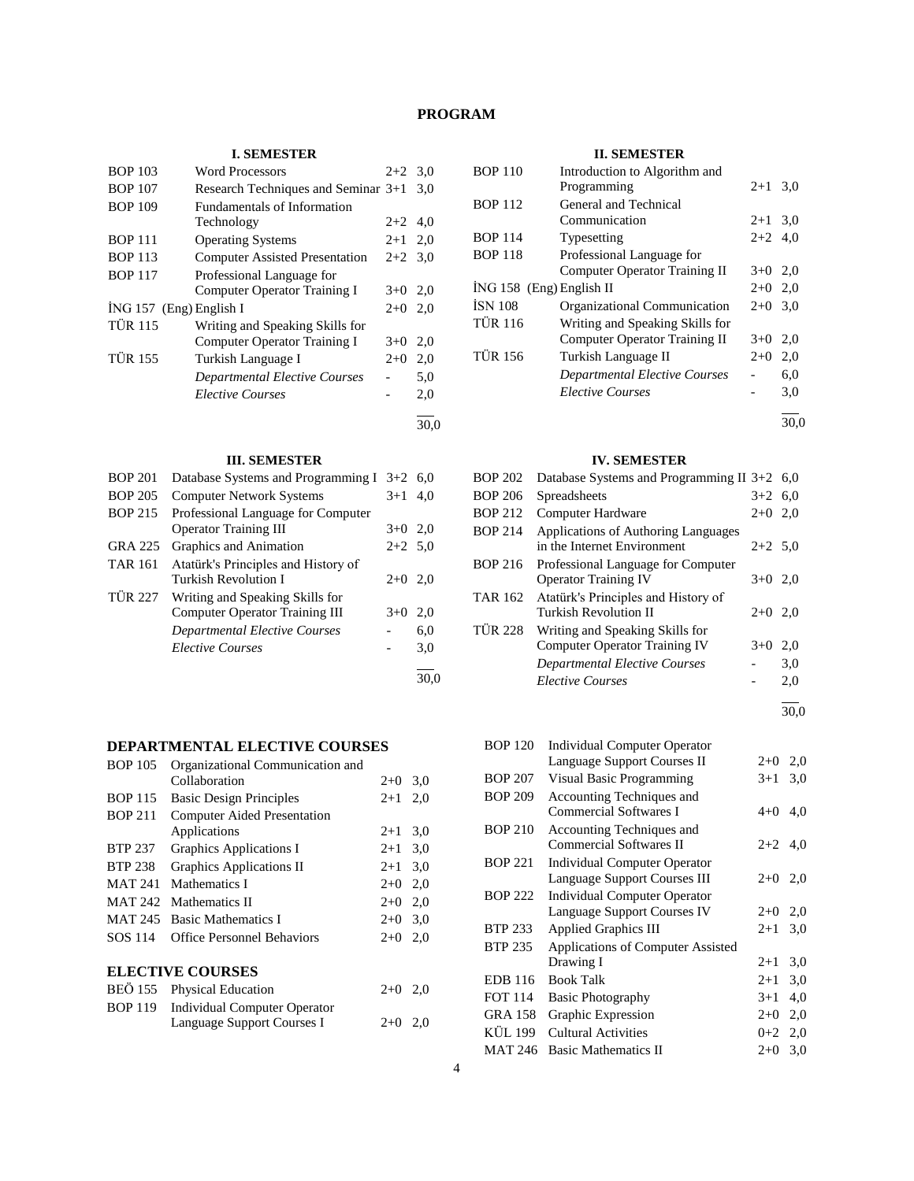# PROGRAM

### I. SEMESTER

| | | | |
|---|---|---|---|
| BOP 103 | Word Processors | 2+2 | 3,0 |
| BOP 107 | Research Techniques and Seminar | 3+1 | 3,0 |
| BOP 109 | Fundamentals of Information Technology | 2+2 | 4,0 |
| BOP 111 | Operating Systems | 2+1 | 2,0 |
| BOP 113 | Computer Assisted Presentation | 2+2 | 3,0 |
| BOP 117 | Professional Language for Computer Operator Training I | 3+0 | 2,0 |
| İNG 157 | (Eng) English I | 2+0 | 2,0 |
| TÜR 115 | Writing and Speaking Skills for Computer Operator Training I | 3+0 | 2,0 |
| TÜR 155 | Turkish Language I | 2+0 | 2,0 |
| | *Departmental Elective Courses* | - | 5,0 |
| | *Elective Courses* | - | 2,0 |
| | | | 30,0 |

### II. SEMESTER

| | | | |
|---|---|---|---|
| BOP 110 | Introduction to Algorithm and Programming | 2+1 | 3,0 |
| BOP 112 | General and Technical Communication | 2+1 | 3,0 |
| BOP 114 | Typesetting | 2+2 | 4,0 |
| BOP 118 | Professional Language for Computer Operator Training II | 3+0 | 2,0 |
| İNG 158 | (Eng) English II | 2+0 | 2,0 |
| İSN 108 | Organizational Communication | 2+0 | 3,0 |
| TÜR 116 | Writing and Speaking Skills for Computer Operator Training II | 3+0 | 2,0 |
| TÜR 156 | Turkish Language II | 2+0 | 2,0 |
| | *Departmental Elective Courses* | - | 6,0 |
| | *Elective Courses* | - | 3,0 |
| | | | 30,0 |

### III. SEMESTER

| | | | |
|---|---|---|---|
| BOP 201 | Database Systems and Programming I | 3+2 | 6,0 |
| BOP 205 | Computer Network Systems | 3+1 | 4,0 |
| BOP 215 | Professional Language for Computer Operator Training III | 3+0 | 2,0 |
| GRA 225 | Graphics and Animation | 2+2 | 5,0 |
| TAR 161 | Atatürk's Principles and History of Turkish Revolution I | 2+0 | 2,0 |
| TÜR 227 | Writing and Speaking Skills for Computer Operator Training III | 3+0 | 2,0 |
| | *Departmental Elective Courses* | - | 6,0 |
| | *Elective Courses* | - | 3,0 |
| | | | 30,0 |

### IV. SEMESTER

| | | | |
|---|---|---|---|
| BOP 202 | Database Systems and Programming II | 3+2 | 6,0 |
| BOP 206 | Spreadsheets | 3+2 | 6,0 |
| BOP 212 | Computer Hardware | 2+0 | 2,0 |
| BOP 214 | Applications of Authoring Languages in the Internet Environment | 2+2 | 5,0 |
| BOP 216 | Professional Language for Computer Operator Training IV | 3+0 | 2,0 |
| TAR 162 | Atatürk's Principles and History of Turkish Revolution II | 2+0 | 2,0 |
| TÜR 228 | Writing and Speaking Skills for Computer Operator Training IV | 3+0 | 2,0 |
| | *Departmental Elective Courses* | - | 3,0 |
| | *Elective Courses* | - | 2,0 |
| | | | 30,0 |

## DEPARTMENTAL ELECTIVE COURSES

| | | | |
|---|---|---|---|
| BOP 105 | Organizational Communication and Collaboration | 2+0 | 3,0 |
| BOP 115 | Basic Design Principles | 2+1 | 2,0 |
| BOP 211 | Computer Aided Presentation Applications | 2+1 | 3,0 |
| BTP 237 | Graphics Applications I | 2+1 | 3,0 |
| BTP 238 | Graphics Applications II | 2+1 | 3,0 |
| MAT 241 | Mathematics I | 2+0 | 2,0 |
| MAT 242 | Mathematics II | 2+0 | 2,0 |
| MAT 245 | Basic Mathematics I | 2+0 | 3,0 |
| SOS 114 | Office Personnel Behaviors | 2+0 | 2,0 |

## ELECTIVE COURSES

| | | | |
|---|---|---|---|
| BEÖ 155 | Physical Education | 2+0 | 2,0 |
| BOP 119 | Individual Computer Operator Language Support Courses I | 2+0 | 2,0 |
| BOP 120 | Individual Computer Operator Language Support Courses II | 2+0 | 2,0 |
| BOP 207 | Visual Basic Programming | 3+1 | 3,0 |
| BOP 209 | Accounting Techniques and Commercial Softwares I | 4+0 | 4,0 |
| BOP 210 | Accounting Techniques and Commercial Softwares II | 2+2 | 4,0 |
| BOP 221 | Individual Computer Operator Language Support Courses III | 2+0 | 2,0 |
| BOP 222 | Individual Computer Operator Language Support Courses IV | 2+0 | 2,0 |
| BTP 233 | Applied Graphics III | 2+1 | 3,0 |
| BTP 235 | Applications of Computer Assisted Drawing I | 2+1 | 3,0 |
| EDB 116 | Book Talk | 2+1 | 3,0 |
| FOT 114 | Basic Photography | 3+1 | 4,0 |
| GRA 158 | Graphic Expression | 2+0 | 2,0 |
| KÜL 199 | Cultural Activities | 0+2 | 2,0 |
| MAT 246 | Basic Mathematics II | 2+0 | 3,0 |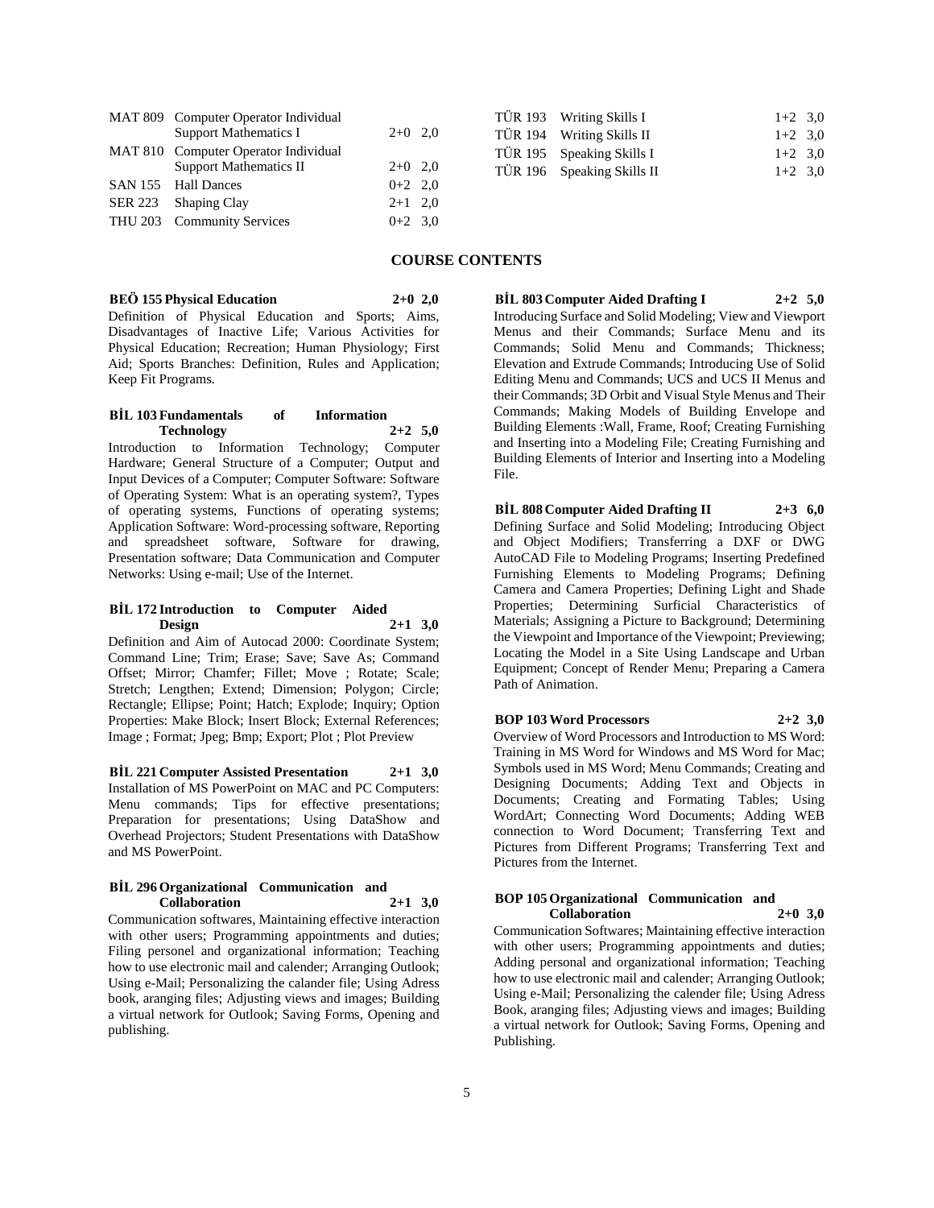| | | |
|---|---|---|
| MAT 809 | Computer Operator Individual Support Mathematics I | 2+0 2,0 |
| MAT 810 | Computer Operator Individual Support Mathematics II | 2+0 2,0 |
| SAN 155 | Hall Dances | 0+2 2,0 |
| SER 223 | Shaping Clay | 2+1 2,0 |
| THU 203 | Community Services | 0+2 3,0 |
| TÜR 193 | Writing Skills I | 1+2 3,0 |
| TÜR 194 | Writing Skills II | 1+2 3,0 |
| TÜR 195 | Speaking Skills I | 1+2 3,0 |
| TÜR 196 | Speaking Skills II | 1+2 3,0 |

## COURSE CONTENTS

**BEÖ 155 Physical Education 2+0 2,0**

Definition of Physical Education and Sports; Aims, Disadvantages of Inactive Life; Various Activities for Physical Education; Recreation; Human Physiology; First Aid; Sports Branches: Definition, Rules and Application; Keep Fit Programs.

**BİL 103 Fundamentals of Information Technology 2+2 5,0**

Introduction to Information Technology; Computer Hardware; General Structure of a Computer; Output and Input Devices of a Computer; Computer Software: Software of Operating System: What is an operating system?, Types of operating systems, Functions of operating systems; Application Software: Word-processing software, Reporting and spreadsheet software, Software for drawing, Presentation software; Data Communication and Computer Networks: Using e-mail; Use of the Internet.

**BİL 172 Introduction to Computer Aided Design 2+1 3,0**

Definition and Aim of Autocad 2000: Coordinate System; Command Line; Trim; Erase; Save; Save As; Command Offset; Mirror; Chamfer; Fillet; Move ; Rotate; Scale; Stretch; Lengthen; Extend; Dimension; Polygon; Circle; Rectangle; Ellipse; Point; Hatch; Explode; Inquiry; Option Properties: Make Block; Insert Block; External References; Image ; Format; Jpeg; Bmp; Export; Plot ; Plot Preview

**BİL 221 Computer Assisted Presentation 2+1 3,0**

Installation of MS PowerPoint on MAC and PC Computers: Menu commands; Tips for effective presentations; Preparation for presentations; Using DataShow and Overhead Projectors; Student Presentations with DataShow and MS PowerPoint.

**BİL 296 Organizational Communication and Collaboration 2+1 3,0**

Communication softwares, Maintaining effective interaction with other users; Programming appointments and duties; Filing personel and organizational information; Teaching how to use electronic mail and calender; Arranging Outlook; Using e-Mail; Personalizing the calander file; Using Adress book, aranging files; Adjusting views and images; Building a virtual network for Outlook; Saving Forms, Opening and publishing.

**BİL 803 Computer Aided Drafting I 2+2 5,0**

Introducing Surface and Solid Modeling; View and Viewport Menus and their Commands; Surface Menu and its Commands; Solid Menu and Commands; Thickness; Elevation and Extrude Commands; Introducing Use of Solid Editing Menu and Commands; UCS and UCS II Menus and their Commands; 3D Orbit and Visual Style Menus and Their Commands; Making Models of Building Envelope and Building Elements :Wall, Frame, Roof; Creating Furnishing and Inserting into a Modeling File; Creating Furnishing and Building Elements of Interior and Inserting into a Modeling File.

**BİL 808 Computer Aided Drafting II 2+3 6,0**

Defining Surface and Solid Modeling; Introducing Object and Object Modifiers; Transferring a DXF or DWG AutoCAD File to Modeling Programs; Inserting Predefined Furnishing Elements to Modeling Programs; Defining Camera and Camera Properties; Defining Light and Shade Properties; Determining Surficial Characteristics of Materials; Assigning a Picture to Background; Determining the Viewpoint and Importance of the Viewpoint; Previewing; Locating the Model in a Site Using Landscape and Urban Equipment; Concept of Render Menu; Preparing a Camera Path of Animation.

**BOP 103 Word Processors 2+2 3,0**

Overview of Word Processors and Introduction to MS Word: Training in MS Word for Windows and MS Word for Mac; Symbols used in MS Word; Menu Commands; Creating and Designing Documents; Adding Text and Objects in Documents; Creating and Formating Tables; Using WordArt; Connecting Word Documents; Adding WEB connection to Word Document; Transferring Text and Pictures from Different Programs; Transferring Text and Pictures from the Internet.

**BOP 105 Organizational Communication and Collaboration 2+0 3,0**

Communication Softwares; Maintaining effective interaction with other users; Programming appointments and duties; Adding personal and organizational information; Teaching how to use electronic mail and calender; Arranging Outlook; Using e-Mail; Personalizing the calender file; Using Adress Book, aranging files; Adjusting views and images; Building a virtual network for Outlook; Saving Forms, Opening and Publishing.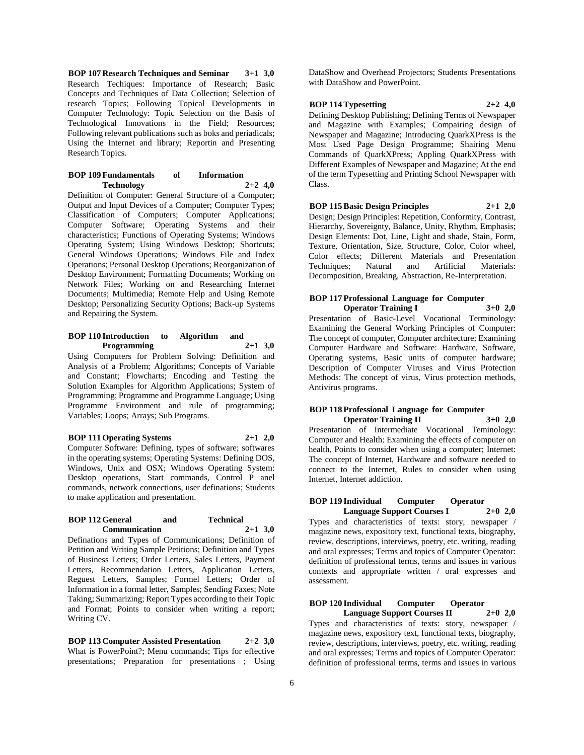**BOP 107 Research Techniques and Seminar 3+1 3,0**

Research Techiques: Importance of Research; Basic Concepts and Techniques of Data Collection; Selection of research Topics; Following Topical Developments in Computer Technology: Topic Selection on the Basis of Technological Innovations in the Field; Resources; Following relevant publications such as boks and periadicals; Using the Internet and library; Reportin and Presenting Research Topics.

**BOP 109 Fundamentals of Information Technology 2+2 4,0**

Definition of Computer: General Structure of a Computer; Output and Input Devices of a Computer; Computer Types; Classification of Computers; Computer Applications; Computer Software; Operating Systems and their characteristics; Functions of Operating Systems; Windows Operating System; Using Windows Desktop; Shortcuts; General Windows Operations; Windows File and Index Operations; Personal Desktop Operations; Reorganization of Desktop Environment; Formatting Documents; Working on Network Files; Working on and Researching Internet Documents; Multimedia; Remote Help and Using Remote Desktop; Personalizing Security Options; Back-up Systems and Repairing the System.

**BOP 110 Introduction to Algorithm and Programming 2+1 3,0**

Using Computers for Problem Solving: Definition and Analysis of a Problem; Algorithms; Concepts of Variable and Constant; Flowcharts; Encoding and Testing the Solution Examples for Algorithm Applications; System of Programming; Programme and Programme Language; Using Programme Environment and rule of programming; Variables; Loops; Arrays; Sub Programs.

**BOP 111 Operating Systems 2+1 2,0**

Computer Software: Defining, types of software; softwares in the operating systems; Operating Systems: Defining DOS, Windows, Unix and OSX; Windows Operating System: Desktop operations, Start commands, Control P anel commands, network connections, user definations; Students to make application and presentation.

**BOP 112 General and Technical Communication 2+1 3,0**

Definations and Types of Communications; Definition of Petition and Writing Sample Petitions; Definition and Types of Business Letters; Order Letters, Sales Letters, Payment Letters, Recommendation Letters, Application Letters, Reguest Letters, Samples; Formel Letters; Order of Information in a formal letter, Samples; Sending Faxes; Note Taking; Summarizing; Report Types according to their Topic and Format; Points to consider when writing a report; Writing CV.

**BOP 113 Computer Assisted Presentation 2+2 3,0**

What is PowerPoint?; Menu commands; Tips for effective presentations; Preparation for presentations ; Using DataShow and Overhead Projectors; Students Presentations with DataShow and PowerPoint.

**BOP 114 Typesetting 2+2 4,0**

Defining Desktop Publishing; Defining Terms of Newspaper and Magazine with Examples; Compairing design of Newspaper and Magazine; Introducing QuarkXPress is the Most Used Page Design Programme; Shairing Menu Commands of QuarkXPress; Appling QuarkXPress with Different Examples of Newspaper and Magazine; At the end of the term Typesetting and Printing School Newspaper with Class.

**BOP 115 Basic Design Principles 2+1 2,0**

Design; Design Principles: Repetition, Conformity, Contrast, Hierarchy, Sovereignty, Balance, Unity, Rhythm, Emphasis; Design Elements: Dot, Line, Light and shade, Stain, Form, Texture, Orientation, Size, Structure, Color, Color wheel, Color effects; Different Materials and Presentation Techniques; Natural and Artificial Materials: Decomposition, Breaking, Abstraction, Re-Interpretation.

**BOP 117 Professional Language for Computer Operator Training I 3+0 2,0**

Presentation of Basic-Level Vocational Terminology: Examining the General Working Principles of Computer: The concept of computer, Computer architecture; Examining Computer Hardware and Software: Hardware, Software, Operating systems, Basic units of computer hardware; Description of Computer Viruses and Virus Protection Methods: The concept of virus, Virus protection methods, Antivirus programs.

**BOP 118 Professional Language for Computer Operator Training II 3+0 2,0**

Presentation of Intermediate Vocational Teminology: Computer and Health: Examining the effects of computer on health, Points to consider when using a computer; Internet: The concept of Internet, Hardware and software needed to connect to the Internet, Rules to consider when using Internet, Internet addiction.

**BOP 119 Individual Computer Operator Language Support Courses I 2+0 2,0**

Types and characteristics of texts: story, newspaper / magazine news, expository text, functional texts, biography, review, descriptions, interviews, poetry, etc. writing, reading and oral expresses; Terms and topics of Computer Operator: definition of professional terms, terms and issues in various contexts and appropriate written / oral expresses and assessment.

**BOP 120 Individual Computer Operator Language Support Courses II 2+0 2,0**

Types and characteristics of texts: story, newspaper / magazine news, expository text, functional texts, biography, review, descriptions, interviews, poetry, etc. writing, reading and oral expresses; Terms and topics of Computer Operator: definition of professional terms, terms and issues in various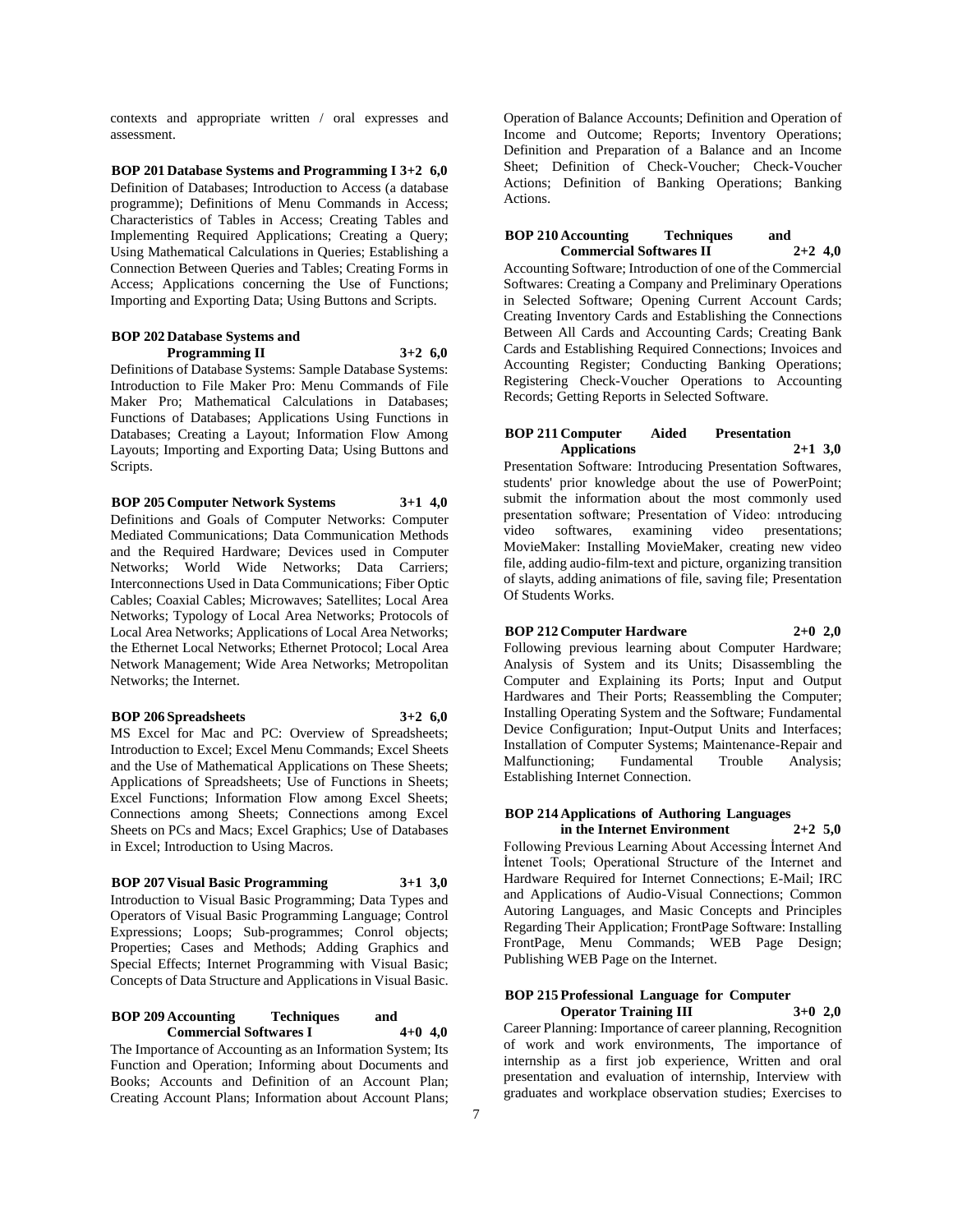contexts and appropriate written / oral expresses and assessment.

**BOP 201 Database Systems and Programming I 3+2 6,0**

Definition of Databases; Introduction to Access (a database programme); Definitions of Menu Commands in Access; Characteristics of Tables in Access; Creating Tables and Implementing Required Applications; Creating a Query; Using Mathematical Calculations in Queries; Establishing a Connection Between Queries and Tables; Creating Forms in Access; Applications concerning the Use of Functions; Importing and Exporting Data; Using Buttons and Scripts.

**BOP 202 Database Systems and Programming II 3+2 6,0**

Definitions of Database Systems: Sample Database Systems: Introduction to File Maker Pro: Menu Commands of File Maker Pro; Mathematical Calculations in Databases; Functions of Databases; Applications Using Functions in Databases; Creating a Layout; Information Flow Among Layouts; Importing and Exporting Data; Using Buttons and Scripts.

**BOP 205 Computer Network Systems 3+1 4,0**

Definitions and Goals of Computer Networks: Computer Mediated Communications; Data Communication Methods and the Required Hardware; Devices used in Computer Networks; World Wide Networks; Data Carriers; Interconnections Used in Data Communications; Fiber Optic Cables; Coaxial Cables; Microwaves; Satellites; Local Area Networks; Typology of Local Area Networks; Protocols of Local Area Networks; Applications of Local Area Networks; the Ethernet Local Networks; Ethernet Protocol; Local Area Network Management; Wide Area Networks; Metropolitan Networks; the Internet.

**BOP 206 Spreadsheets 3+2 6,0**

MS Excel for Mac and PC: Overview of Spreadsheets; Introduction to Excel; Excel Menu Commands; Excel Sheets and the Use of Mathematical Applications on These Sheets; Applications of Spreadsheets; Use of Functions in Sheets; Excel Functions; Information Flow among Excel Sheets; Connections among Sheets; Connections among Excel Sheets on PCs and Macs; Excel Graphics; Use of Databases in Excel; Introduction to Using Macros.

**BOP 207 Visual Basic Programming 3+1 3,0**

Introduction to Visual Basic Programming; Data Types and Operators of Visual Basic Programming Language; Control Expressions; Loops; Sub-programmes; Conrol objects; Properties; Cases and Methods; Adding Graphics and Special Effects; Internet Programming with Visual Basic; Concepts of Data Structure and Applications in Visual Basic.

**BOP 209 Accounting Techniques and Commercial Softwares I 4+0 4,0**

The Importance of Accounting as an Information System; Its Function and Operation; Informing about Documents and Books; Accounts and Definition of an Account Plan; Creating Account Plans; Information about Account Plans; Operation of Balance Accounts; Definition and Operation of Income and Outcome; Reports; Inventory Operations; Definition and Preparation of a Balance and an Income Sheet; Definition of Check-Voucher; Check-Voucher Actions; Definition of Banking Operations; Banking Actions.

**BOP 210 Accounting Techniques and Commercial Softwares II 2+2 4,0**

Accounting Software; Introduction of one of the Commercial Softwares: Creating a Company and Preliminary Operations in Selected Software; Opening Current Account Cards; Creating Inventory Cards and Establishing the Connections Between All Cards and Accounting Cards; Creating Bank Cards and Establishing Required Connections; Invoices and Accounting Register; Conducting Banking Operations; Registering Check-Voucher Operations to Accounting Records; Getting Reports in Selected Software.

**BOP 211 Computer Aided Presentation Applications 2+1 3,0**

Presentation Software: Introducing Presentation Softwares, students' prior knowledge about the use of PowerPoint; submit the information about the most commonly used presentation software; Presentation of Video: ıntroducing video softwares, examining video presentations; MovieMaker: Installing MovieMaker, creating new video file, adding audio-film-text and picture, organizing transition of slayts, adding animations of file, saving file; Presentation Of Students Works.

**BOP 212 Computer Hardware 2+0 2,0**

Following previous learning about Computer Hardware; Analysis of System and its Units; Disassembling the Computer and Explaining its Ports; Input and Output Hardwares and Their Ports; Reassembling the Computer; Installing Operating System and the Software; Fundamental Device Configuration; Input-Output Units and Interfaces; Installation of Computer Systems; Maintenance-Repair and Malfunctioning; Fundamental Trouble Analysis; Establishing Internet Connection.

**BOP 214 Applications of Authoring Languages in the Internet Environment 2+2 5,0**

Following Previous Learning About Accessing İnternet And İntenet Tools; Operational Structure of the Internet and Hardware Required for Internet Connections; E-Mail; IRC and Applications of Audio-Visual Connections; Common Autoring Languages, and Masic Concepts and Principles Regarding Their Application; FrontPage Software: Installing FrontPage, Menu Commands; WEB Page Design; Publishing WEB Page on the Internet.

**BOP 215 Professional Language for Computer Operator Training III 3+0 2,0**

Career Planning: Importance of career planning, Recognition of work and work environments, The importance of internship as a first job experience, Written and oral presentation and evaluation of internship, Interview with graduates and workplace observation studies; Exercises to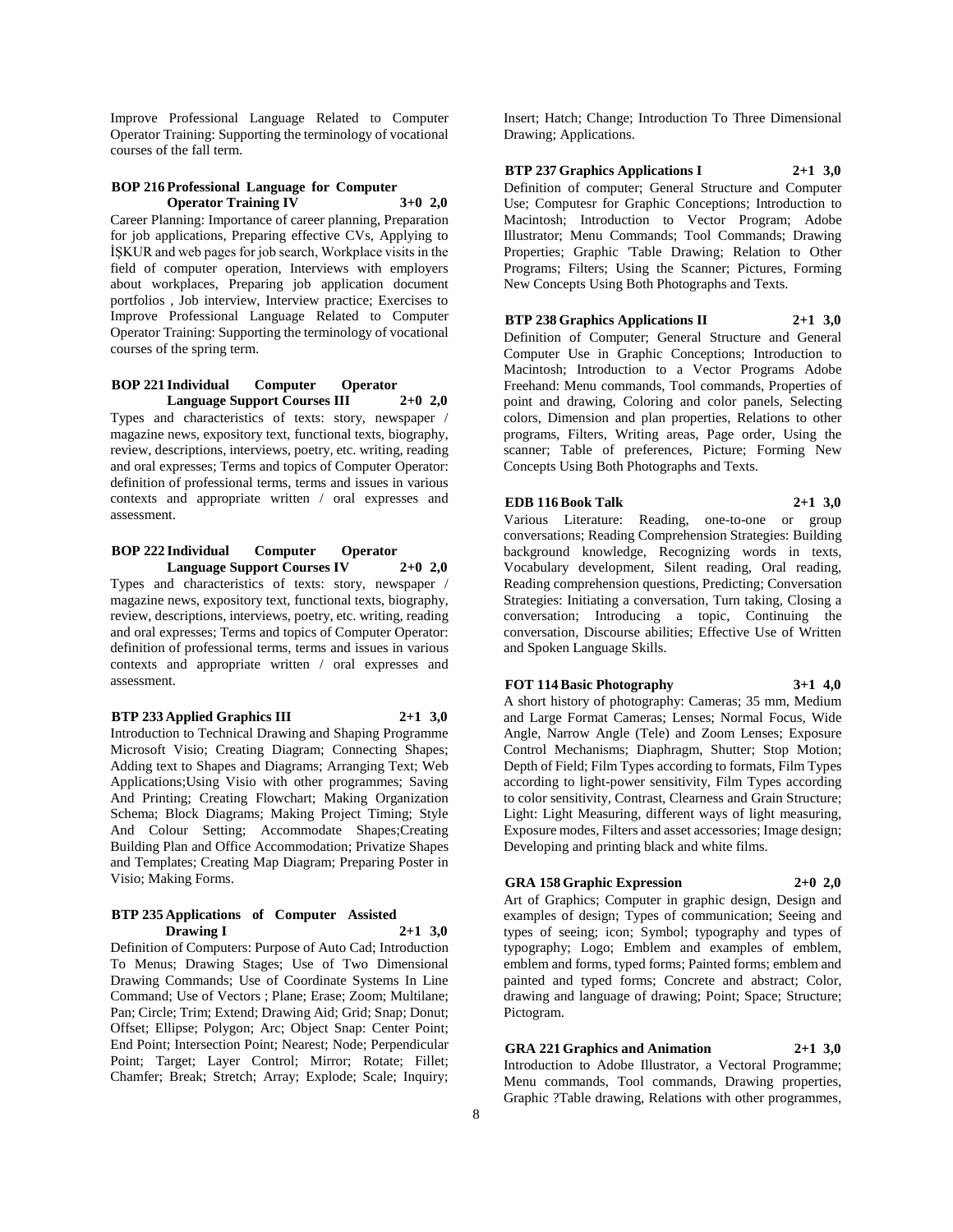Improve Professional Language Related to Computer Operator Training: Supporting the terminology of vocational courses of the fall term.

**BOP 216 Professional Language for Computer Operator Training IV 3+0 2,0**

Career Planning: Importance of career planning, Preparation for job applications, Preparing effective CVs, Applying to İŞKUR and web pages for job search, Workplace visits in the field of computer operation, Interviews with employers about workplaces, Preparing job application document portfolios , Job interview, Interview practice; Exercises to Improve Professional Language Related to Computer Operator Training: Supporting the terminology of vocational courses of the spring term.

**BOP 221 Individual Computer Operator Language Support Courses III 2+0 2,0**

Types and characteristics of texts: story, newspaper / magazine news, expository text, functional texts, biography, review, descriptions, interviews, poetry, etc. writing, reading and oral expresses; Terms and topics of Computer Operator: definition of professional terms, terms and issues in various contexts and appropriate written / oral expresses and assessment.

**BOP 222 Individual Computer Operator Language Support Courses IV 2+0 2,0**

Types and characteristics of texts: story, newspaper / magazine news, expository text, functional texts, biography, review, descriptions, interviews, poetry, etc. writing, reading and oral expresses; Terms and topics of Computer Operator: definition of professional terms, terms and issues in various contexts and appropriate written / oral expresses and assessment.

**BTP 233 Applied Graphics III 2+1 3,0**

Introduction to Technical Drawing and Shaping Programme Microsoft Visio; Creating Diagram; Connecting Shapes; Adding text to Shapes and Diagrams; Arranging Text; Web Applications;Using Visio with other programmes; Saving And Printing; Creating Flowchart; Making Organization Schema; Block Diagrams; Making Project Timing; Style And Colour Setting; Accommodate Shapes;Creating Building Plan and Office Accommodation; Privatize Shapes and Templates; Creating Map Diagram; Preparing Poster in Visio; Making Forms.

**BTP 235 Applications of Computer Assisted Drawing I 2+1 3,0**

Definition of Computers: Purpose of Auto Cad; Introduction To Menus; Drawing Stages; Use of Two Dimensional Drawing Commands; Use of Coordinate Systems In Line Command; Use of Vectors ; Plane; Erase; Zoom; Multilane; Pan; Circle; Trim; Extend; Drawing Aid; Grid; Snap; Donut; Offset; Ellipse; Polygon; Arc; Object Snap: Center Point; End Point; Intersection Point; Nearest; Node; Perpendicular Point; Target; Layer Control; Mirror; Rotate; Fillet; Chamfer; Break; Stretch; Array; Explode; Scale; Inquiry; Insert; Hatch; Change; Introduction To Three Dimensional Drawing; Applications.

**BTP 237 Graphics Applications I 2+1 3,0**

Definition of computer; General Structure and Computer Use; Computesr for Graphic Conceptions; Introduction to Macintosh; Introduction to Vector Program; Adobe Illustrator; Menu Commands; Tool Commands; Drawing Properties; Graphic 'Table Drawing; Relation to Other Programs; Filters; Using the Scanner; Pictures, Forming New Concepts Using Both Photographs and Texts.

**BTP 238 Graphics Applications II 2+1 3,0**

Definition of Computer; General Structure and General Computer Use in Graphic Conceptions; Introduction to Macintosh; Introduction to a Vector Programs Adobe Freehand: Menu commands, Tool commands, Properties of point and drawing, Coloring and color panels, Selecting colors, Dimension and plan properties, Relations to other programs, Filters, Writing areas, Page order, Using the scanner; Table of preferences, Picture; Forming New Concepts Using Both Photographs and Texts.

**EDB 116 Book Talk 2+1 3,0**

Various Literature: Reading, one-to-one or group conversations; Reading Comprehension Strategies: Building background knowledge, Recognizing words in texts, Vocabulary development, Silent reading, Oral reading, Reading comprehension questions, Predicting; Conversation Strategies: Initiating a conversation, Turn taking, Closing a conversation; Introducing a topic, Continuing the conversation, Discourse abilities; Effective Use of Written and Spoken Language Skills.

**FOT 114 Basic Photography 3+1 4,0**

A short history of photography: Cameras; 35 mm, Medium and Large Format Cameras; Lenses; Normal Focus, Wide Angle, Narrow Angle (Tele) and Zoom Lenses; Exposure Control Mechanisms; Diaphragm, Shutter; Stop Motion; Depth of Field; Film Types according to formats, Film Types according to light-power sensitivity, Film Types according to color sensitivity, Contrast, Clearness and Grain Structure; Light: Light Measuring, different ways of light measuring, Exposure modes, Filters and asset accessories; Image design; Developing and printing black and white films.

**GRA 158 Graphic Expression 2+0 2,0**

Art of Graphics; Computer in graphic design, Design and examples of design; Types of communication; Seeing and types of seeing; icon; Symbol; typography and types of typography; Logo; Emblem and examples of emblem, emblem and forms, typed forms; Painted forms; emblem and painted and typed forms; Concrete and abstract; Color, drawing and language of drawing; Point; Space; Structure; Pictogram.

**GRA 221 Graphics and Animation 2+1 3,0**

Introduction to Adobe Illustrator, a Vectoral Programme; Menu commands, Tool commands, Drawing properties, Graphic ?Table drawing, Relations with other programmes,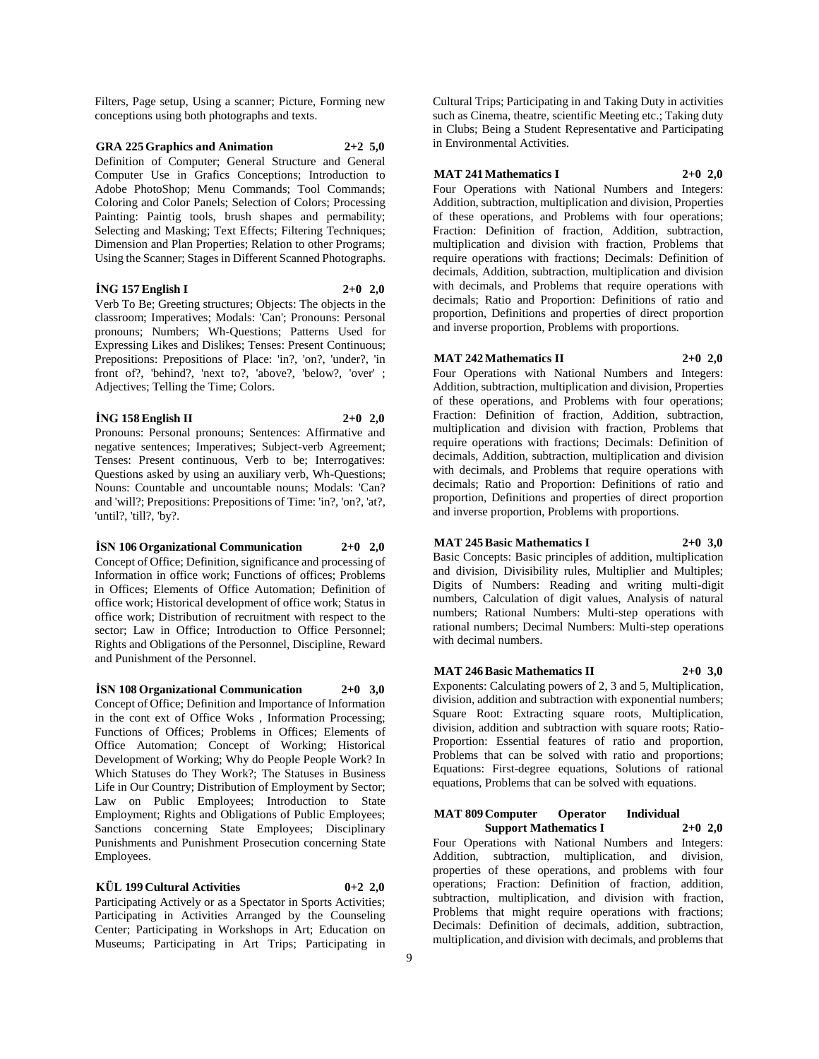Filters, Page setup, Using a scanner; Picture, Forming new conceptions using both photographs and texts.

**GRA 225 Graphics and Animation 2+2 5,0**

Definition of Computer; General Structure and General Computer Use in Grafics Conceptions; Introduction to Adobe PhotoShop; Menu Commands; Tool Commands; Coloring and Color Panels; Selection of Colors; Processing Painting: Paintig tools, brush shapes and permability; Selecting and Masking; Text Effects; Filtering Techniques; Dimension and Plan Properties; Relation to other Programs; Using the Scanner; Stages in Different Scanned Photographs.

**İNG 157 English I 2+0 2,0**

Verb To Be; Greeting structures; Objects: The objects in the classroom; Imperatives; Modals: 'Can'; Pronouns: Personal pronouns; Numbers; Wh-Questions; Patterns Used for Expressing Likes and Dislikes; Tenses: Present Continuous; Prepositions: Prepositions of Place: 'in?, 'on?, 'under?, 'in front of?, 'behind?, 'next to?, 'above?, 'below?, 'over' ; Adjectives; Telling the Time; Colors.

**İNG 158 English II 2+0 2,0**

Pronouns: Personal pronouns; Sentences: Affirmative and negative sentences; Imperatives; Subject-verb Agreement; Tenses: Present continuous, Verb to be; Interrogatives: Questions asked by using an auxiliary verb, Wh-Questions; Nouns: Countable and uncountable nouns; Modals: 'Can? and 'will?; Prepositions: Prepositions of Time: 'in?, 'on?, 'at?, 'until?, 'till?, 'by?.

**İSN 106 Organizational Communication 2+0 2,0**

Concept of Office; Definition, significance and processing of Information in office work; Functions of offices; Problems in Offices; Elements of Office Automation; Definition of office work; Historical development of office work; Status in office work; Distribution of recruitment with respect to the sector; Law in Office; Introduction to Office Personnel; Rights and Obligations of the Personnel, Discipline, Reward and Punishment of the Personnel.

**İSN 108 Organizational Communication 2+0 3,0**

Concept of Office; Definition and Importance of Information in the cont ext of Office Woks , Information Processing; Functions of Offices; Problems in Offices; Elements of Office Automation; Concept of Working; Historical Development of Working; Why do People People Work? In Which Statuses do They Work?; The Statuses in Business Life in Our Country; Distribution of Employment by Sector; Law on Public Employees; Introduction to State Employment; Rights and Obligations of Public Employees; Sanctions concerning State Employees; Disciplinary Punishments and Punishment Prosecution concerning State Employees.

**KÜL 199 Cultural Activities 0+2 2,0**

Participating Actively or as a Spectator in Sports Activities; Participating in Activities Arranged by the Counseling Center; Participating in Workshops in Art; Education on Museums; Participating in Art Trips; Participating in Cultural Trips; Participating in and Taking Duty in activities such as Cinema, theatre, scientific Meeting etc.; Taking duty in Clubs; Being a Student Representative and Participating in Environmental Activities.

**MAT 241 Mathematics I 2+0 2,0**

Four Operations with National Numbers and Integers: Addition, subtraction, multiplication and division, Properties of these operations, and Problems with four operations; Fraction: Definition of fraction, Addition, subtraction, multiplication and division with fraction, Problems that require operations with fractions; Decimals: Definition of decimals, Addition, subtraction, multiplication and division with decimals, and Problems that require operations with decimals; Ratio and Proportion: Definitions of ratio and proportion, Definitions and properties of direct proportion and inverse proportion, Problems with proportions.

**MAT 242 Mathematics II 2+0 2,0**

Four Operations with National Numbers and Integers: Addition, subtraction, multiplication and division, Properties of these operations, and Problems with four operations; Fraction: Definition of fraction, Addition, subtraction, multiplication and division with fraction, Problems that require operations with fractions; Decimals: Definition of decimals, Addition, subtraction, multiplication and division with decimals, and Problems that require operations with decimals; Ratio and Proportion: Definitions of ratio and proportion, Definitions and properties of direct proportion and inverse proportion, Problems with proportions.

**MAT 245 Basic Mathematics I 2+0 3,0**

Basic Concepts: Basic principles of addition, multiplication and division, Divisibility rules, Multiplier and Multiples; Digits of Numbers: Reading and writing multi-digit numbers, Calculation of digit values, Analysis of natural numbers; Rational Numbers: Multi-step operations with rational numbers; Decimal Numbers: Multi-step operations with decimal numbers.

**MAT 246 Basic Mathematics II 2+0 3,0**

Exponents: Calculating powers of 2, 3 and 5, Multiplication, division, addition and subtraction with exponential numbers; Square Root: Extracting square roots, Multiplication, division, addition and subtraction with square roots; Ratio-Proportion: Essential features of ratio and proportion, Problems that can be solved with ratio and proportions; Equations: First-degree equations, Solutions of rational equations, Problems that can be solved with equations.

**MAT 809 Computer Operator Individual Support Mathematics I 2+0 2,0**

Four Operations with National Numbers and Integers: Addition, subtraction, multiplication, and division, properties of these operations, and problems with four operations; Fraction: Definition of fraction, addition, subtraction, multiplication, and division with fraction, Problems that might require operations with fractions; Decimals: Definition of decimals, addition, subtraction, multiplication, and division with decimals, and problems that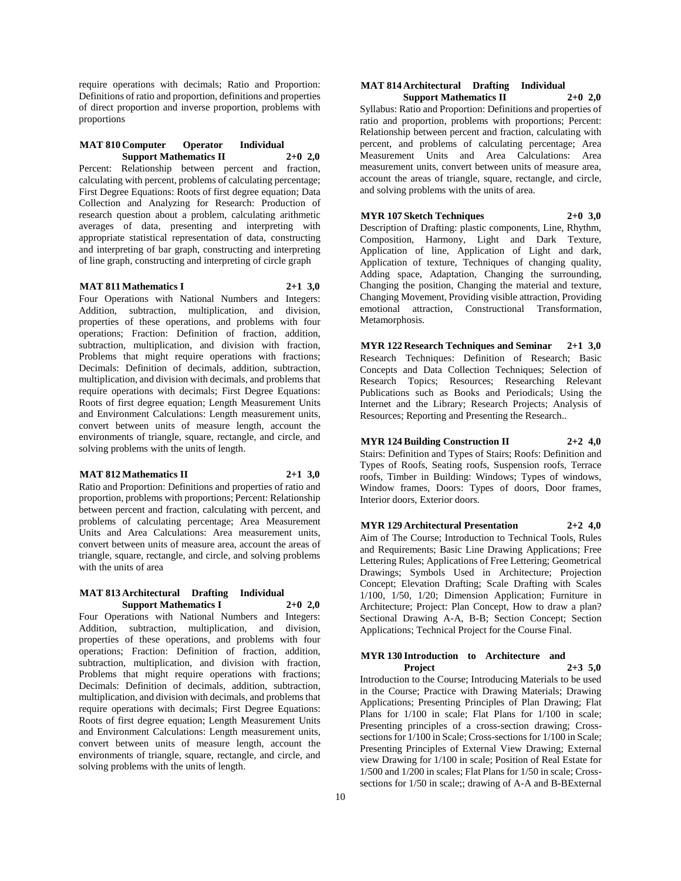require operations with decimals; Ratio and Proportion: Definitions of ratio and proportion, definitions and properties of direct proportion and inverse proportion, problems with proportions

**MAT 810 Computer Operator Individual Support Mathematics II 2+0 2,0**

Percent: Relationship between percent and fraction, calculating with percent, problems of calculating percentage; First Degree Equations: Roots of first degree equation; Data Collection and Analyzing for Research: Production of research question about a problem, calculating arithmetic averages of data, presenting and interpreting with appropriate statistical representation of data, constructing and interpreting of bar graph, constructing and interpreting of line graph, constructing and interpreting of circle graph

**MAT 811 Mathematics I 2+1 3,0**

Four Operations with National Numbers and Integers: Addition, subtraction, multiplication, and division, properties of these operations, and problems with four operations; Fraction: Definition of fraction, addition, subtraction, multiplication, and division with fraction, Problems that might require operations with fractions; Decimals: Definition of decimals, addition, subtraction, multiplication, and division with decimals, and problems that require operations with decimals; First Degree Equations: Roots of first degree equation; Length Measurement Units and Environment Calculations: Length measurement units, convert between units of measure length, account the environments of triangle, square, rectangle, and circle, and solving problems with the units of length.

**MAT 812 Mathematics II 2+1 3,0**

Ratio and Proportion: Definitions and properties of ratio and proportion, problems with proportions; Percent: Relationship between percent and fraction, calculating with percent, and problems of calculating percentage; Area Measurement Units and Area Calculations: Area measurement units, convert between units of measure area, account the areas of triangle, square, rectangle, and circle, and solving problems with the units of area

**MAT 813 Architectural Drafting Individual Support Mathematics I 2+0 2,0**

Four Operations with National Numbers and Integers: Addition, subtraction, multiplication, and division, properties of these operations, and problems with four operations; Fraction: Definition of fraction, addition, subtraction, multiplication, and division with fraction, Problems that might require operations with fractions; Decimals: Definition of decimals, addition, subtraction, multiplication, and division with decimals, and problems that require operations with decimals; First Degree Equations: Roots of first degree equation; Length Measurement Units and Environment Calculations: Length measurement units, convert between units of measure length, account the environments of triangle, square, rectangle, and circle, and solving problems with the units of length.

**MAT 814 Architectural Drafting Individual Support Mathematics II 2+0 2,0**

Syllabus: Ratio and Proportion: Definitions and properties of ratio and proportion, problems with proportions; Percent: Relationship between percent and fraction, calculating with percent, and problems of calculating percentage; Area Measurement Units and Area Calculations: Area measurement units, convert between units of measure area, account the areas of triangle, square, rectangle, and circle, and solving problems with the units of area.

**MYR 107 Sketch Techniques 2+0 3,0**

Description of Drafting: plastic components, Line, Rhythm, Composition, Harmony, Light and Dark Texture, Application of line, Application of Light and dark, Application of texture, Techniques of changing quality, Adding space, Adaptation, Changing the surrounding, Changing the position, Changing the material and texture, Changing Movement, Providing visible attraction, Providing emotional attraction, Constructional Transformation, Metamorphosis.

**MYR 122 Research Techniques and Seminar 2+1 3,0**

Research Techniques: Definition of Research; Basic Concepts and Data Collection Techniques; Selection of Research Topics; Resources; Researching Relevant Publications such as Books and Periodicals; Using the Internet and the Library; Research Projects; Analysis of Resources; Reporting and Presenting the Research..

**MYR 124 Building Construction II 2+2 4,0**

Stairs: Definition and Types of Stairs; Roofs: Definition and Types of Roofs, Seating roofs, Suspension roofs, Terrace roofs, Timber in Building: Windows; Types of windows, Window frames, Doors: Types of doors, Door frames, Interior doors, Exterior doors.

**MYR 129 Architectural Presentation 2+2 4,0**

Aim of The Course; Introduction to Technical Tools, Rules and Requirements; Basic Line Drawing Applications; Free Lettering Rules; Applications of Free Lettering; Geometrical Drawings; Symbols Used in Architecture; Projection Concept; Elevation Drafting; Scale Drafting with Scales 1/100, 1/50, 1/20; Dimension Application; Furniture in Architecture; Project: Plan Concept, How to draw a plan? Sectional Drawing A-A, B-B; Section Concept; Section Applications; Technical Project for the Course Final.

**MYR 130 Introduction to Architecture and Project 2+3 5,0**

Introduction to the Course; Introducing Materials to be used in the Course; Practice with Drawing Materials; Drawing Applications; Presenting Principles of Plan Drawing; Flat Plans for 1/100 in scale; Flat Plans for 1/100 in scale; Presenting principles of a cross-section drawing; Cross-sections for 1/100 in Scale; Cross-sections for 1/100 in Scale; Presenting Principles of External View Drawing; External view Drawing for 1/100 in scale; Position of Real Estate for 1/500 and 1/200 in scales; Flat Plans for 1/50 in scale; Cross-sections for 1/50 in scale;; drawing of A-A and B-BExternal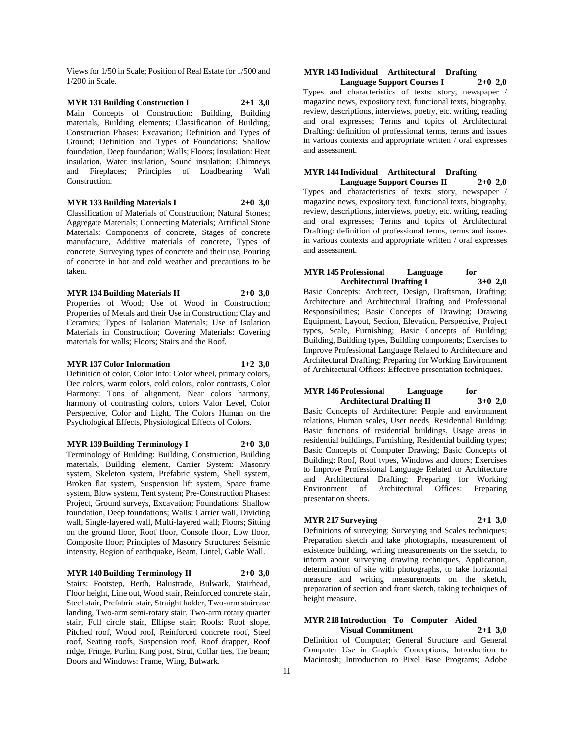Views for 1/50 in Scale; Position of Real Estate for 1/500 and 1/200 in Scale.

**MYR 131 Building Construction I 2+1 3,0**

Main Concepts of Construction: Building, Building materials, Building elements; Classification of Building; Construction Phases: Excavation; Definition and Types of Ground; Definition and Types of Foundations: Shallow foundation, Deep foundation; Walls; Floors; Insulation: Heat insulation, Water insulation, Sound insulation; Chimneys and Fireplaces; Principles of Loadbearing Wall Construction.

**MYR 133 Building Materials I 2+0 3,0**

Classification of Materials of Construction; Natural Stones; Aggregate Materials; Connecting Materials; Artificial Stone Materials: Components of concrete, Stages of concrete manufacture, Additive materials of concrete, Types of concrete, Surveying types of concrete and their use, Pouring of concrete in hot and cold weather and precautions to be taken.

**MYR 134 Building Materials II 2+0 3,0**

Properties of Wood; Use of Wood in Construction; Properties of Metals and their Use in Construction; Clay and Ceramics; Types of Isolation Materials; Use of Isolation Materials in Construction; Covering Materials: Covering materials for walls; Floors; Stairs and the Roof.

**MYR 137 Color Information 1+2 3,0**

Definition of color, Color Info: Color wheel, primary colors, Dec colors, warm colors, cold colors, color contrasts, Color Harmony: Tons of alignment, Near colors harmony, harmony of contrasting colors, colors Valor Level, Color Perspective, Color and Light, The Colors Human on the Psychological Effects, Physiological Effects of Colors.

**MYR 139 Building Terminology I 2+0 3,0**

Terminology of Building: Building, Construction, Building materials, Building element, Carrier System: Masonry system, Skeleton system, Prefabric system, Shell system, Broken flat system, Suspension lift system, Space frame system, Blow system, Tent system; Pre-Construction Phases: Project, Ground surveys, Excavation; Foundations: Shallow foundation, Deep foundations; Walls: Carrier wall, Dividing wall, Single-layered wall, Multi-layered wall; Floors; Sitting on the ground floor, Roof floor, Console floor, Low floor, Composite floor; Principles of Masonry Structures: Seismic intensity, Region of earthquake, Beam, Lintel, Gable Wall.

**MYR 140 Building Terminology II 2+0 3,0**

Stairs: Footstep, Berth, Balustrade, Bulwark, Stairhead, Floor height, Line out, Wood stair, Reinforced concrete stair, Steel stair, Prefabric stair, Straight ladder, Two-arm staircase landing, Two-arm semi-rotary stair, Two-arm rotary quarter stair, Full circle stair, Ellipse stair; Roofs: Roof slope, Pitched roof, Wood roof, Reinforced concrete roof, Steel roof, Seating roofs, Suspension roof, Roof drapper, Roof ridge, Fringe, Purlin, King post, Strut, Collar ties, Tie beam; Doors and Windows: Frame, Wing, Bulwark.

**MYR 143 Individual Arthitectural Drafting Language Support Courses I 2+0 2,0**

Types and characteristics of texts: story, newspaper / magazine news, expository text, functional texts, biography, review, descriptions, interviews, poetry, etc. writing, reading and oral expresses; Terms and topics of Architectural Drafting: definition of professional terms, terms and issues in various contexts and appropriate written / oral expresses and assessment.

**MYR 144 Individual Arthitectural Drafting Language Support Courses II 2+0 2,0**

Types and characteristics of texts: story, newspaper / magazine news, expository text, functional texts, biography, review, descriptions, interviews, poetry, etc. writing, reading and oral expresses; Terms and topics of Architectural Drafting: definition of professional terms, terms and issues in various contexts and appropriate written / oral expresses and assessment.

**MYR 145 Professional Language for Architectural Drafting I 3+0 2,0**

Basic Concepts: Architect, Design, Draftsman, Drafting; Architecture and Architectural Drafting and Professional Responsibilities; Basic Concepts of Drawing; Drawing Equipment, Layout, Section, Elevation, Perspective, Project types, Scale, Furnishing; Basic Concepts of Building; Building, Building types, Building components; Exercises to Improve Professional Language Related to Architecture and Architectural Drafting; Preparing for Working Environment of Architectural Offices: Effective presentation techniques.

**MYR 146 Professional Language for Architectural Drafting II 3+0 2,0**

Basic Concepts of Architecture: People and environment relations, Human scales, User needs; Residential Building: Basic functions of residential buildings, Usage areas in residential buildings, Furnishing, Residential building types; Basic Concepts of Computer Drawing; Basic Concepts of Building: Roof, Roof types, Windows and doors; Exercises to Improve Professional Language Related to Architecture and Architectural Drafting; Preparing for Working Environment of Architectural Offices: Preparing presentation sheets.

**MYR 217 Surveying 2+1 3,0**

Definitions of surveying; Surveying and Scales techniques; Preparation sketch and take photographs, measurement of existence building, writing measurements on the sketch, to inform about surveying drawing techniques, Application, determination of site with photographs, to take horizontal measure and writing measurements on the sketch, preparation of section and front sketch, taking techniques of height measure.

**MYR 218 Introduction To Computer Aided Visual Commitment 2+1 3,0**

Definition of Computer; General Structure and General Computer Use in Graphic Conceptions; Introduction to Macintosh; Introduction to Pixel Base Programs; Adobe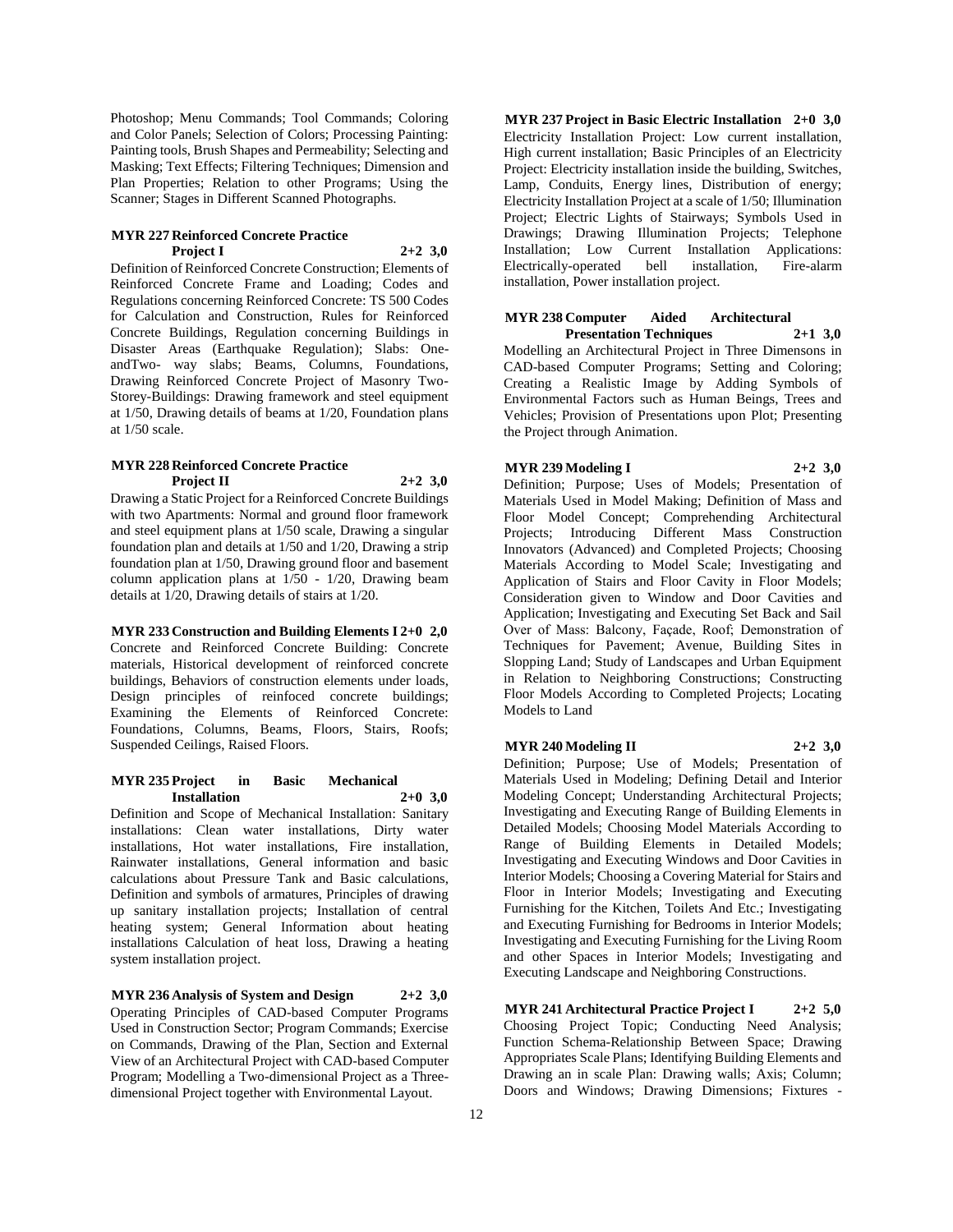Photoshop; Menu Commands; Tool Commands; Coloring and Color Panels; Selection of Colors; Processing Painting: Painting tools, Brush Shapes and Permeability; Selecting and Masking; Text Effects; Filtering Techniques; Dimension and Plan Properties; Relation to other Programs; Using the Scanner; Stages in Different Scanned Photographs.

**MYR 227 Reinforced Concrete Practice Project I 2+2 3,0**

Definition of Reinforced Concrete Construction; Elements of Reinforced Concrete Frame and Loading; Codes and Regulations concerning Reinforced Concrete: TS 500 Codes for Calculation and Construction, Rules for Reinforced Concrete Buildings, Regulation concerning Buildings in Disaster Areas (Earthquake Regulation); Slabs: One-andTwo- way slabs; Beams, Columns, Foundations, Drawing Reinforced Concrete Project of Masonry Two-Storey-Buildings: Drawing framework and steel equipment at 1/50, Drawing details of beams at 1/20, Foundation plans at 1/50 scale.

**MYR 228 Reinforced Concrete Practice Project II 2+2 3,0**

Drawing a Static Project for a Reinforced Concrete Buildings with two Apartments: Normal and ground floor framework and steel equipment plans at 1/50 scale, Drawing a singular foundation plan and details at 1/50 and 1/20, Drawing a strip foundation plan at 1/50, Drawing ground floor and basement column application plans at 1/50 - 1/20, Drawing beam details at 1/20, Drawing details of stairs at 1/20.

**MYR 233 Construction and Building Elements I 2+0 2,0**

Concrete and Reinforced Concrete Building: Concrete materials, Historical development of reinforced concrete buildings, Behaviors of construction elements under loads, Design principles of reinfoced concrete buildings; Examining the Elements of Reinforced Concrete: Foundations, Columns, Beams, Floors, Stairs, Roofs; Suspended Ceilings, Raised Floors.

**MYR 235 Project in Basic Mechanical Installation 2+0 3,0**

Definition and Scope of Mechanical Installation: Sanitary installations: Clean water installations, Dirty water installations, Hot water installations, Fire installation, Rainwater installations, General information and basic calculations about Pressure Tank and Basic calculations, Definition and symbols of armatures, Principles of drawing up sanitary installation projects; Installation of central heating system; General Information about heating installations Calculation of heat loss, Drawing a heating system installation project.

**MYR 236 Analysis of System and Design 2+2 3,0**

Operating Principles of CAD-based Computer Programs Used in Construction Sector; Program Commands; Exercise on Commands, Drawing of the Plan, Section and External View of an Architectural Project with CAD-based Computer Program; Modelling a Two-dimensional Project as a Three-dimensional Project together with Environmental Layout.

**MYR 237 Project in Basic Electric Installation 2+0 3,0**

Electricity Installation Project: Low current installation, High current installation; Basic Principles of an Electricity Project: Electricity installation inside the building, Switches, Lamp, Conduits, Energy lines, Distribution of energy; Electricity Installation Project at a scale of 1/50; Illumination Project; Electric Lights of Stairways; Symbols Used in Drawings; Drawing Illumination Projects; Telephone Installation; Low Current Installation Applications: Electrically-operated bell installation, Fire-alarm installation, Power installation project.

**MYR 238 Computer Aided Architectural Presentation Techniques 2+1 3,0**

Modelling an Architectural Project in Three Dimensons in CAD-based Computer Programs; Setting and Coloring; Creating a Realistic Image by Adding Symbols of Environmental Factors such as Human Beings, Trees and Vehicles; Provision of Presentations upon Plot; Presenting the Project through Animation.

**MYR 239 Modeling I 2+2 3,0**

Definition; Purpose; Uses of Models; Presentation of Materials Used in Model Making; Definition of Mass and Floor Model Concept; Comprehending Architectural Projects; Introducing Different Mass Construction Innovators (Advanced) and Completed Projects; Choosing Materials According to Model Scale; Investigating and Application of Stairs and Floor Cavity in Floor Models; Consideration given to Window and Door Cavities and Application; Investigating and Executing Set Back and Sail Over of Mass: Balcony, Façade, Roof; Demonstration of Techniques for Pavement; Avenue, Building Sites in Slopping Land; Study of Landscapes and Urban Equipment in Relation to Neighboring Constructions; Constructing Floor Models According to Completed Projects; Locating Models to Land

**MYR 240 Modeling II 2+2 3,0**

Definition; Purpose; Use of Models; Presentation of Materials Used in Modeling; Defining Detail and Interior Modeling Concept; Understanding Architectural Projects; Investigating and Executing Range of Building Elements in Detailed Models; Choosing Model Materials According to Range of Building Elements in Detailed Models; Investigating and Executing Windows and Door Cavities in Interior Models; Choosing a Covering Material for Stairs and Floor in Interior Models; Investigating and Executing Furnishing for the Kitchen, Toilets And Etc.; Investigating and Executing Furnishing for Bedrooms in Interior Models; Investigating and Executing Furnishing for the Living Room and other Spaces in Interior Models; Investigating and Executing Landscape and Neighboring Constructions.

**MYR 241 Architectural Practice Project I 2+2 5,0**

Choosing Project Topic; Conducting Need Analysis; Function Schema-Relationship Between Space; Drawing Appropriates Scale Plans; Identifying Building Elements and Drawing an in scale Plan: Drawing walls; Axis; Column; Doors and Windows; Drawing Dimensions; Fixtures -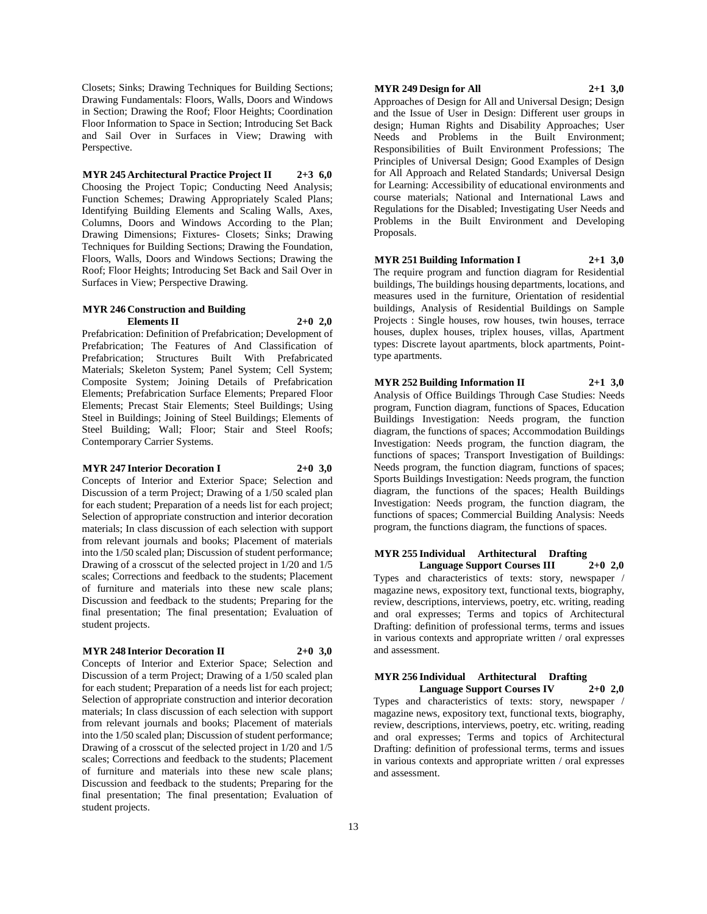Closets; Sinks; Drawing Techniques for Building Sections; Drawing Fundamentals: Floors, Walls, Doors and Windows in Section; Drawing the Roof; Floor Heights; Coordination Floor Information to Space in Section; Introducing Set Back and Sail Over in Surfaces in View; Drawing with Perspective.

**MYR 245 Architectural Practice Project II 2+3 6,0**

Choosing the Project Topic; Conducting Need Analysis; Function Schemes; Drawing Appropriately Scaled Plans; Identifying Building Elements and Scaling Walls, Axes, Columns, Doors and Windows According to the Plan; Drawing Dimensions; Fixtures- Closets; Sinks; Drawing Techniques for Building Sections; Drawing the Foundation, Floors, Walls, Doors and Windows Sections; Drawing the Roof; Floor Heights; Introducing Set Back and Sail Over in Surfaces in View; Perspective Drawing.

**MYR 246 Construction and Building Elements II 2+0 2,0**

Prefabrication: Definition of Prefabrication; Development of Prefabrication; The Features of And Classification of Prefabrication; Structures Built With Prefabricated Materials; Skeleton System; Panel System; Cell System; Composite System; Joining Details of Prefabrication Elements; Prefabrication Surface Elements; Prepared Floor Elements; Precast Stair Elements; Steel Buildings; Using Steel in Buildings; Joining of Steel Buildings; Elements of Steel Building; Wall; Floor; Stair and Steel Roofs; Contemporary Carrier Systems.

**MYR 247 Interior Decoration I 2+0 3,0**

Concepts of Interior and Exterior Space; Selection and Discussion of a term Project; Drawing of a 1/50 scaled plan for each student; Preparation of a needs list for each project; Selection of appropriate construction and interior decoration materials; In class discussion of each selection with support from relevant journals and books; Placement of materials into the 1/50 scaled plan; Discussion of student performance; Drawing of a crosscut of the selected project in 1/20 and 1/5 scales; Corrections and feedback to the students; Placement of furniture and materials into these new scale plans; Discussion and feedback to the students; Preparing for the final presentation; The final presentation; Evaluation of student projects.

**MYR 248 Interior Decoration II 2+0 3,0**

Concepts of Interior and Exterior Space; Selection and Discussion of a term Project; Drawing of a 1/50 scaled plan for each student; Preparation of a needs list for each project; Selection of appropriate construction and interior decoration materials; In class discussion of each selection with support from relevant journals and books; Placement of materials into the 1/50 scaled plan; Discussion of student performance; Drawing of a crosscut of the selected project in 1/20 and 1/5 scales; Corrections and feedback to the students; Placement of furniture and materials into these new scale plans; Discussion and feedback to the students; Preparing for the final presentation; The final presentation; Evaluation of student projects.

**MYR 249 Design for All 2+1 3,0**

Approaches of Design for All and Universal Design; Design and the Issue of User in Design: Different user groups in design; Human Rights and Disability Approaches; User Needs and Problems in the Built Environment; Responsibilities of Built Environment Professions; The Principles of Universal Design; Good Examples of Design for All Approach and Related Standards; Universal Design for Learning: Accessibility of educational environments and course materials; National and International Laws and Regulations for the Disabled; Investigating User Needs and Problems in the Built Environment and Developing Proposals.

**MYR 251 Building Information I 2+1 3,0**

The require program and function diagram for Residential buildings, The buildings housing departments, locations, and measures used in the furniture, Orientation of residential buildings, Analysis of Residential Buildings on Sample Projects : Single houses, row houses, twin houses, terrace houses, duplex houses, triplex houses, villas, Apartment types: Discrete layout apartments, block apartments, Point-type apartments.

**MYR 252 Building Information II 2+1 3,0**

Analysis of Office Buildings Through Case Studies: Needs program, Function diagram, functions of Spaces, Education Buildings Investigation: Needs program, the function diagram, the functions of spaces; Accommodation Buildings Investigation: Needs program, the function diagram, the functions of spaces; Transport Investigation of Buildings: Needs program, the function diagram, functions of spaces; Sports Buildings Investigation: Needs program, the function diagram, the functions of the spaces; Health Buildings Investigation: Needs program, the function diagram, the functions of spaces; Commercial Building Analysis: Needs program, the functions diagram, the functions of spaces.

**MYR 255 Individual Arthitectural Drafting Language Support Courses III 2+0 2,0**

Types and characteristics of texts: story, newspaper / magazine news, expository text, functional texts, biography, review, descriptions, interviews, poetry, etc. writing, reading and oral expresses; Terms and topics of Architectural Drafting: definition of professional terms, terms and issues in various contexts and appropriate written / oral expresses and assessment.

**MYR 256 Individual Arthitectural Drafting Language Support Courses IV 2+0 2,0**

Types and characteristics of texts: story, newspaper / magazine news, expository text, functional texts, biography, review, descriptions, interviews, poetry, etc. writing, reading and oral expresses; Terms and topics of Architectural Drafting: definition of professional terms, terms and issues in various contexts and appropriate written / oral expresses and assessment.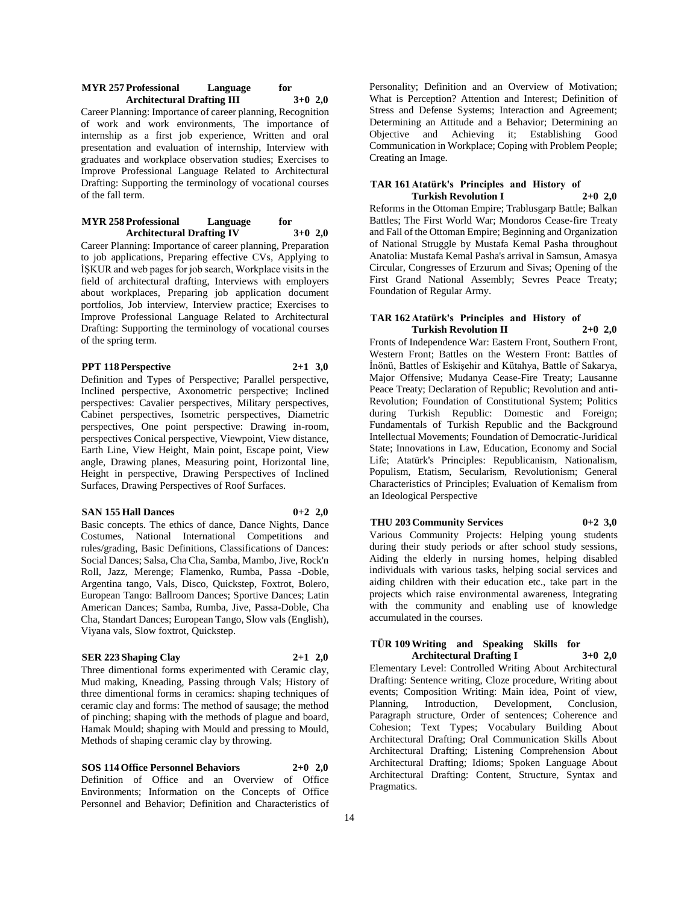**MYR 257 Professional Language for Architectural Drafting III 3+0 2,0**

Career Planning: Importance of career planning, Recognition of work and work environments, The importance of internship as a first job experience, Written and oral presentation and evaluation of internship, Interview with graduates and workplace observation studies; Exercises to Improve Professional Language Related to Architectural Drafting: Supporting the terminology of vocational courses of the fall term.

**MYR 258 Professional Language for Architectural Drafting IV 3+0 2,0**

Career Planning: Importance of career planning, Preparation to job applications, Preparing effective CVs, Applying to İŞKUR and web pages for job search, Workplace visits in the field of architectural drafting, Interviews with employers about workplaces, Preparing job application document portfolios, Job interview, Interview practice; Exercises to Improve Professional Language Related to Architectural Drafting: Supporting the terminology of vocational courses of the spring term.

**PPT 118 Perspective 2+1 3,0**

Definition and Types of Perspective; Parallel perspective, Inclined perspective, Axonometric perspective; Inclined perspectives: Cavalier perspectives, Military perspectives, Cabinet perspectives, Isometric perspectives, Diametric perspectives, One point perspective: Drawing in-room, perspectives Conical perspective, Viewpoint, View distance, Earth Line, View Height, Main point, Escape point, View angle, Drawing planes, Measuring point, Horizontal line, Height in perspective, Drawing Perspectives of Inclined Surfaces, Drawing Perspectives of Roof Surfaces.

**SAN 155 Hall Dances 0+2 2,0**

Basic concepts. The ethics of dance, Dance Nights, Dance Costumes, National International Competitions and rules/grading, Basic Definitions, Classifications of Dances: Social Dances; Salsa, Cha Cha, Samba, Mambo, Jive, Rock'n Roll, Jazz, Merenge; Flamenko, Rumba, Passa -Doble, Argentina tango, Vals, Disco, Quickstep, Foxtrot, Bolero, European Tango: Ballroom Dances; Sportive Dances; Latin American Dances; Samba, Rumba, Jive, Passa-Doble, Cha Cha, Standart Dances; European Tango, Slow vals (English), Viyana vals, Slow foxtrot, Quickstep.

**SER 223 Shaping Clay 2+1 2,0**

Three dimentional forms experimented with Ceramic clay, Mud making, Kneading, Passing through Vals; History of three dimentional forms in ceramics: shaping techniques of ceramic clay and forms: The method of sausage; the method of pinching; shaping with the methods of plague and board, Hamak Mould; shaping with Mould and pressing to Mould, Methods of shaping ceramic clay by throwing.

**SOS 114 Office Personnel Behaviors 2+0 2,0**

Definition of Office and an Overview of Office Environments; Information on the Concepts of Office Personnel and Behavior; Definition and Characteristics of Personality; Definition and an Overview of Motivation; What is Perception? Attention and Interest; Definition of Stress and Defense Systems; Interaction and Agreement; Determining an Attitude and a Behavior; Determining an Objective and Achieving it; Establishing Good Communication in Workplace; Coping with Problem People; Creating an Image.

**TAR 161 Atatürk's Principles and History of Turkish Revolution I 2+0 2,0**

Reforms in the Ottoman Empire; Trablusgarp Battle; Balkan Battles; The First World War; Mondoros Cease-fire Treaty and Fall of the Ottoman Empire; Beginning and Organization of National Struggle by Mustafa Kemal Pasha throughout Anatolia: Mustafa Kemal Pasha's arrival in Samsun, Amasya Circular, Congresses of Erzurum and Sivas; Opening of the First Grand National Assembly; Sevres Peace Treaty; Foundation of Regular Army.

**TAR 162 Atatürk's Principles and History of Turkish Revolution II 2+0 2,0**

Fronts of Independence War: Eastern Front, Southern Front, Western Front; Battles on the Western Front: Battles of İnönü, Battles of Eskişehir and Kütahya, Battle of Sakarya, Major Offensive; Mudanya Cease-Fire Treaty; Lausanne Peace Treaty; Declaration of Republic; Revolution and anti-Revolution; Foundation of Constitutional System; Politics during Turkish Republic: Domestic and Foreign; Fundamentals of Turkish Republic and the Background Intellectual Movements; Foundation of Democratic-Juridical State; Innovations in Law, Education, Economy and Social Life; Atatürk's Principles: Republicanism, Nationalism, Populism, Etatism, Secularism, Revolutionism; General Characteristics of Principles; Evaluation of Kemalism from an Ideological Perspective

**THU 203 Community Services 0+2 3,0**

Various Community Projects: Helping young students during their study periods or after school study sessions, Aiding the elderly in nursing homes, helping disabled individuals with various tasks, helping social services and aiding children with their education etc., take part in the projects which raise environmental awareness, Integrating with the community and enabling use of knowledge accumulated in the courses.

**TÜR 109 Writing and Speaking Skills for Architectural Drafting I 3+0 2,0**

Elementary Level: Controlled Writing About Architectural Drafting: Sentence writing, Cloze procedure, Writing about events; Composition Writing: Main idea, Point of view, Planning, Introduction, Development, Conclusion, Paragraph structure, Order of sentences; Coherence and Cohesion; Text Types; Vocabulary Building About Architectural Drafting; Oral Communication Skills About Architectural Drafting; Listening Comprehension About Architectural Drafting; Idioms; Spoken Language About Architectural Drafting: Content, Structure, Syntax and Pragmatics.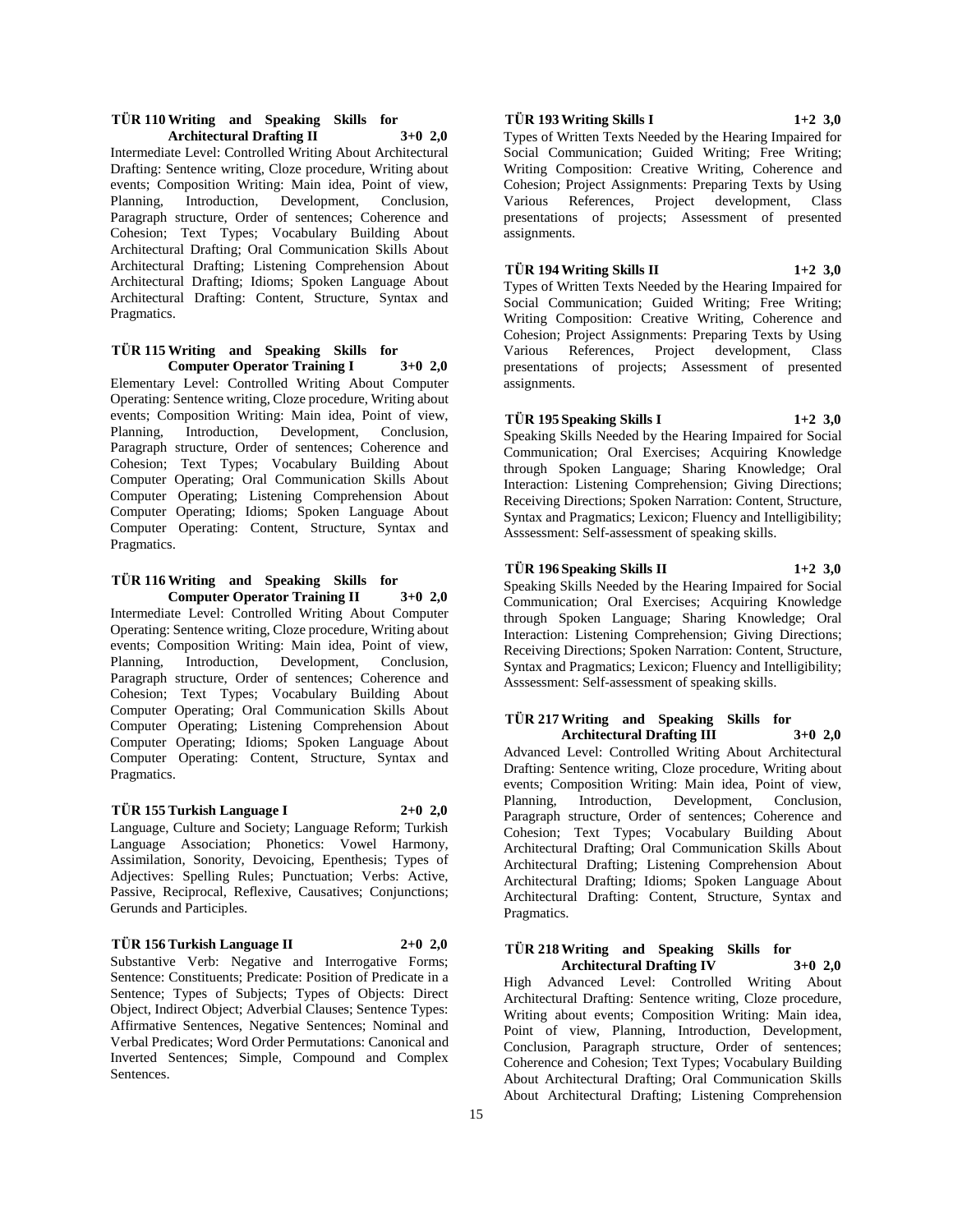**TÜR 110 Writing and Speaking Skills for Architectural Drafting II 3+0 2,0**

Intermediate Level: Controlled Writing About Architectural Drafting: Sentence writing, Cloze procedure, Writing about events; Composition Writing: Main idea, Point of view, Planning, Introduction, Development, Conclusion, Paragraph structure, Order of sentences; Coherence and Cohesion; Text Types; Vocabulary Building About Architectural Drafting; Oral Communication Skills About Architectural Drafting; Listening Comprehension About Architectural Drafting; Idioms; Spoken Language About Architectural Drafting: Content, Structure, Syntax and Pragmatics.

**TÜR 115 Writing and Speaking Skills for Computer Operator Training I 3+0 2,0**

Elementary Level: Controlled Writing About Computer Operating: Sentence writing, Cloze procedure, Writing about events; Composition Writing: Main idea, Point of view, Planning, Introduction, Development, Conclusion, Paragraph structure, Order of sentences; Coherence and Cohesion; Text Types; Vocabulary Building About Computer Operating; Oral Communication Skills About Computer Operating; Listening Comprehension About Computer Operating; Idioms; Spoken Language About Computer Operating: Content, Structure, Syntax and Pragmatics.

**TÜR 116 Writing and Speaking Skills for Computer Operator Training II 3+0 2,0**

Intermediate Level: Controlled Writing About Computer Operating: Sentence writing, Cloze procedure, Writing about events; Composition Writing: Main idea, Point of view, Planning, Introduction, Development, Conclusion, Paragraph structure, Order of sentences; Coherence and Cohesion; Text Types; Vocabulary Building About Computer Operating; Oral Communication Skills About Computer Operating; Listening Comprehension About Computer Operating; Idioms; Spoken Language About Computer Operating: Content, Structure, Syntax and Pragmatics.

**TÜR 155 Turkish Language I 2+0 2,0**

Language, Culture and Society; Language Reform; Turkish Language Association; Phonetics: Vowel Harmony, Assimilation, Sonority, Devoicing, Epenthesis; Types of Adjectives: Spelling Rules; Punctuation; Verbs: Active, Passive, Reciprocal, Reflexive, Causatives; Conjunctions; Gerunds and Participles.

**TÜR 156 Turkish Language II 2+0 2,0**

Substantive Verb: Negative and Interrogative Forms; Sentence: Constituents; Predicate: Position of Predicate in a Sentence; Types of Subjects; Types of Objects: Direct Object, Indirect Object; Adverbial Clauses; Sentence Types: Affirmative Sentences, Negative Sentences; Nominal and Verbal Predicates; Word Order Permutations: Canonical and Inverted Sentences; Simple, Compound and Complex Sentences.

**TÜR 193 Writing Skills I 1+2 3,0**

Types of Written Texts Needed by the Hearing Impaired for Social Communication; Guided Writing; Free Writing; Writing Composition: Creative Writing, Coherence and Cohesion; Project Assignments: Preparing Texts by Using Various References, Project development, Class presentations of projects; Assessment of presented assignments.

**TÜR 194 Writing Skills II 1+2 3,0**

Types of Written Texts Needed by the Hearing Impaired for Social Communication; Guided Writing; Free Writing; Writing Composition: Creative Writing, Coherence and Cohesion; Project Assignments: Preparing Texts by Using Various References, Project development, Class presentations of projects; Assessment of presented assignments.

**TÜR 195 Speaking Skills I 1+2 3,0**

Speaking Skills Needed by the Hearing Impaired for Social Communication; Oral Exercises; Acquiring Knowledge through Spoken Language; Sharing Knowledge; Oral Interaction: Listening Comprehension; Giving Directions; Receiving Directions; Spoken Narration: Content, Structure, Syntax and Pragmatics; Lexicon; Fluency and Intelligibility; Asssessment: Self-assessment of speaking skills.

**TÜR 196 Speaking Skills II 1+2 3,0**

Speaking Skills Needed by the Hearing Impaired for Social Communication; Oral Exercises; Acquiring Knowledge through Spoken Language; Sharing Knowledge; Oral Interaction: Listening Comprehension; Giving Directions; Receiving Directions; Spoken Narration: Content, Structure, Syntax and Pragmatics; Lexicon; Fluency and Intelligibility; Asssessment: Self-assessment of speaking skills.

**TÜR 217 Writing and Speaking Skills for Architectural Drafting III 3+0 2,0**

Advanced Level: Controlled Writing About Architectural Drafting: Sentence writing, Cloze procedure, Writing about events; Composition Writing: Main idea, Point of view, Planning, Introduction, Development, Conclusion, Paragraph structure, Order of sentences; Coherence and Cohesion; Text Types; Vocabulary Building About Architectural Drafting; Oral Communication Skills About Architectural Drafting; Listening Comprehension About Architectural Drafting; Idioms; Spoken Language About Architectural Drafting: Content, Structure, Syntax and Pragmatics.

**TÜR 218 Writing and Speaking Skills for Architectural Drafting IV 3+0 2,0**

High Advanced Level: Controlled Writing About Architectural Drafting: Sentence writing, Cloze procedure, Writing about events; Composition Writing: Main idea, Point of view, Planning, Introduction, Development, Conclusion, Paragraph structure, Order of sentences; Coherence and Cohesion; Text Types; Vocabulary Building About Architectural Drafting; Oral Communication Skills About Architectural Drafting; Listening Comprehension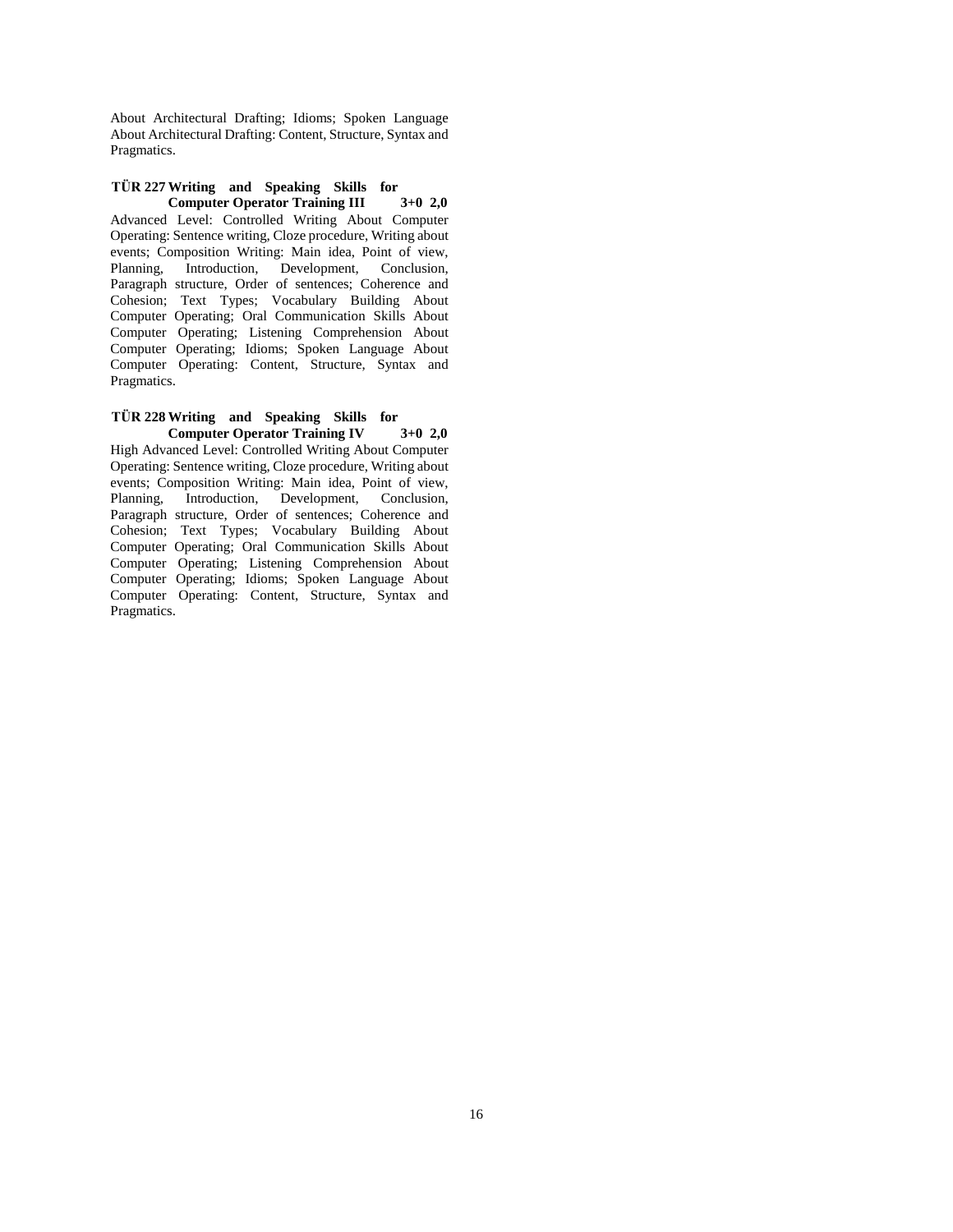About Architectural Drafting; Idioms; Spoken Language About Architectural Drafting: Content, Structure, Syntax and Pragmatics.

**TÜR 227 Writing and Speaking Skills for Computer Operator Training III 3+0 2,0**

Advanced Level: Controlled Writing About Computer Operating: Sentence writing, Cloze procedure, Writing about events; Composition Writing: Main idea, Point of view, Planning, Introduction, Development, Conclusion, Paragraph structure, Order of sentences; Coherence and Cohesion; Text Types; Vocabulary Building About Computer Operating; Oral Communication Skills About Computer Operating; Listening Comprehension About Computer Operating; Idioms; Spoken Language About Computer Operating: Content, Structure, Syntax and Pragmatics.

**TÜR 228 Writing and Speaking Skills for Computer Operator Training IV 3+0 2,0**

High Advanced Level: Controlled Writing About Computer Operating: Sentence writing, Cloze procedure, Writing about events; Composition Writing: Main idea, Point of view, Planning, Introduction, Development, Conclusion, Paragraph structure, Order of sentences; Coherence and Cohesion; Text Types; Vocabulary Building About Computer Operating; Oral Communication Skills About Computer Operating; Listening Comprehension About Computer Operating; Idioms; Spoken Language About Computer Operating: Content, Structure, Syntax and Pragmatics.